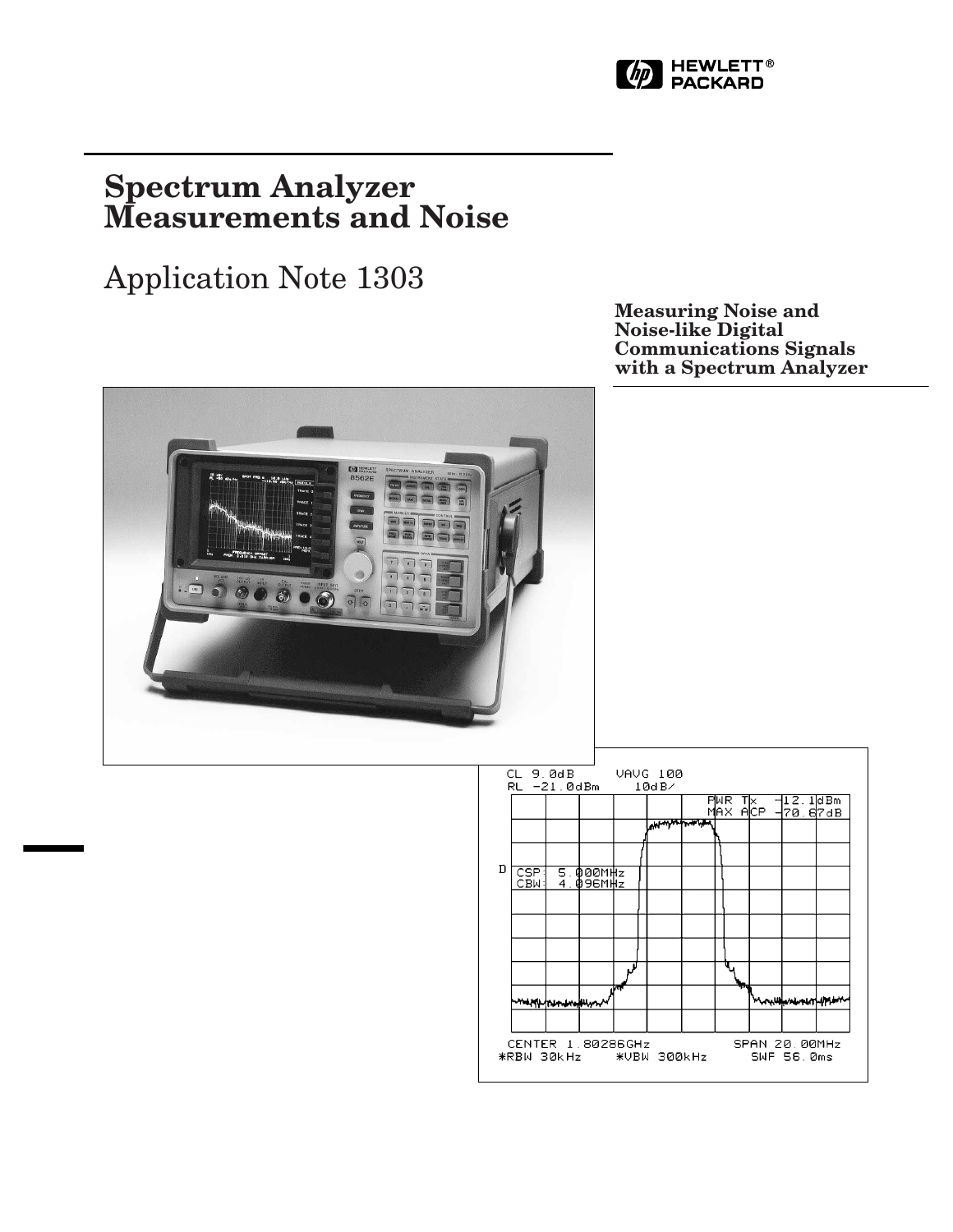# Spectrum Analyzer Measurements and Noise

## Application Note 1303

**Measuring Noise and Noise-like Digital Communications Signals with a Spectrum Analyzer**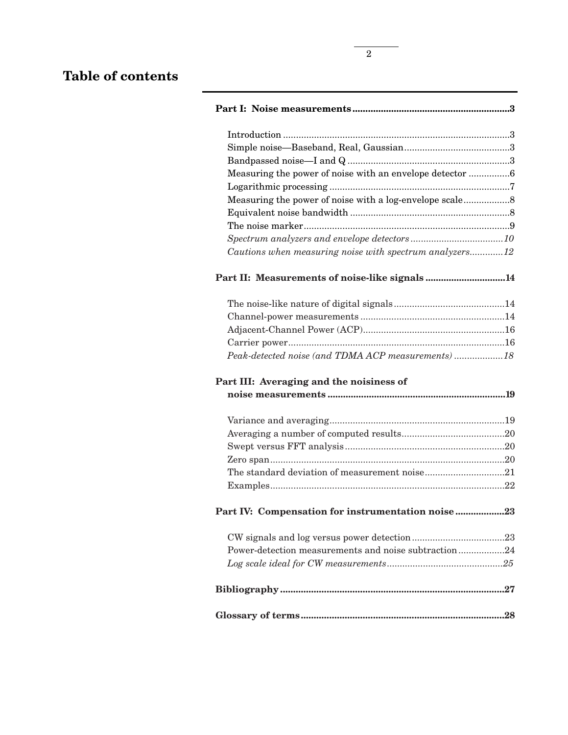# Table of contents

**Part I: Noise measurements ............................................................3**

- Introduction ........................................................................................3
- Simple noise—Baseband, Real, Gaussian.........................................3
- Bandpassed noise—I and Q ..............................................................3
- Measuring the power of noise with an envelope detector ................6
- Logarithmic processing .....................................................................7
- Measuring the power of noise with a log-envelope scale..................8
- Equivalent noise bandwidth .............................................................8
- The noise marker................................................................................9
- *Spectrum analyzers and envelope detectors ....................................10*
- *Cautions when measuring noise with spectrum analyzers.............12*

**Part II: Measurements of noise-like signals ...............................14**

- The noise-like nature of digital signals...........................................14
- Channel-power measurements ........................................................14
- Adjacent-Channel Power (ACP).......................................................16
- Carrier power....................................................................................16
- *Peak-detected noise (and TDMA ACP measurements) ..................18*

**Part III: Averaging and the noisiness of noise measurements .....................................................................19**

- Variance and averaging....................................................................19
- Averaging a number of computed results........................................20
- Swept versus FFT analysis ..............................................................20
- Zero span...........................................................................................20
- The standard deviation of measurement noise...............................21
- Examples...........................................................................................22

**Part IV: Compensation for instrumentation noise ..................23**

- CW signals and log versus power detection....................................23
- Power-detection measurements and noise subtraction ..................24
- *Log scale ideal for CW measurements.............................................25*

**Bibliography .......................................................................................27**

**Glossary of terms ...............................................................................28**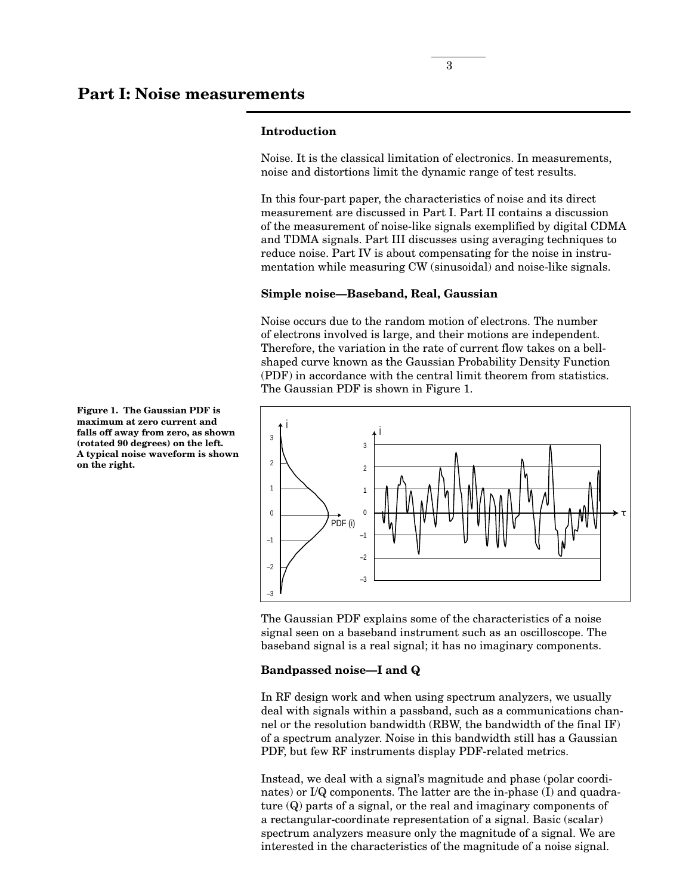# Part I: Noise measurements

### Introduction

Noise. It is the classical limitation of electronics. In measurements, noise and distortions limit the dynamic range of test results.

In this four-part paper, the characteristics of noise and its direct measurement are discussed in Part I. Part II contains a discussion of the measurement of noise-like signals exemplified by digital CDMA and TDMA signals. Part III discusses using averaging techniques to reduce noise. Part IV is about compensating for the noise in instrumentation while measuring CW (sinusoidal) and noise-like signals.

### Simple noise—Baseband, Real, Gaussian

Noise occurs due to the random motion of electrons. The number of electrons involved is large, and their motions are independent. Therefore, the variation in the rate of current flow takes on a bell-shaped curve known as the Gaussian Probability Density Function (PDF) in accordance with the central limit theorem from statistics. The Gaussian PDF is shown in Figure 1.

**Figure 1. The Gaussian PDF is maximum at zero current and falls off away from zero, as shown (rotated 90 degrees) on the left. A typical noise waveform is shown on the right.**

The Gaussian PDF explains some of the characteristics of a noise signal seen on a baseband instrument such as an oscilloscope. The baseband signal is a real signal; it has no imaginary components.

### Bandpassed noise—I and Q

In RF design work and when using spectrum analyzers, we usually deal with signals within a passband, such as a communications channel or the resolution bandwidth (RBW, the bandwidth of the final IF) of a spectrum analyzer. Noise in this bandwidth still has a Gaussian PDF, but few RF instruments display PDF-related metrics.

Instead, we deal with a signal's magnitude and phase (polar coordinates) or I/Q components. The latter are the in-phase (I) and quadrature (Q) parts of a signal, or the real and imaginary components of a rectangular-coordinate representation of a signal. Basic (scalar) spectrum analyzers measure only the magnitude of a signal. We are interested in the characteristics of the magnitude of a noise signal.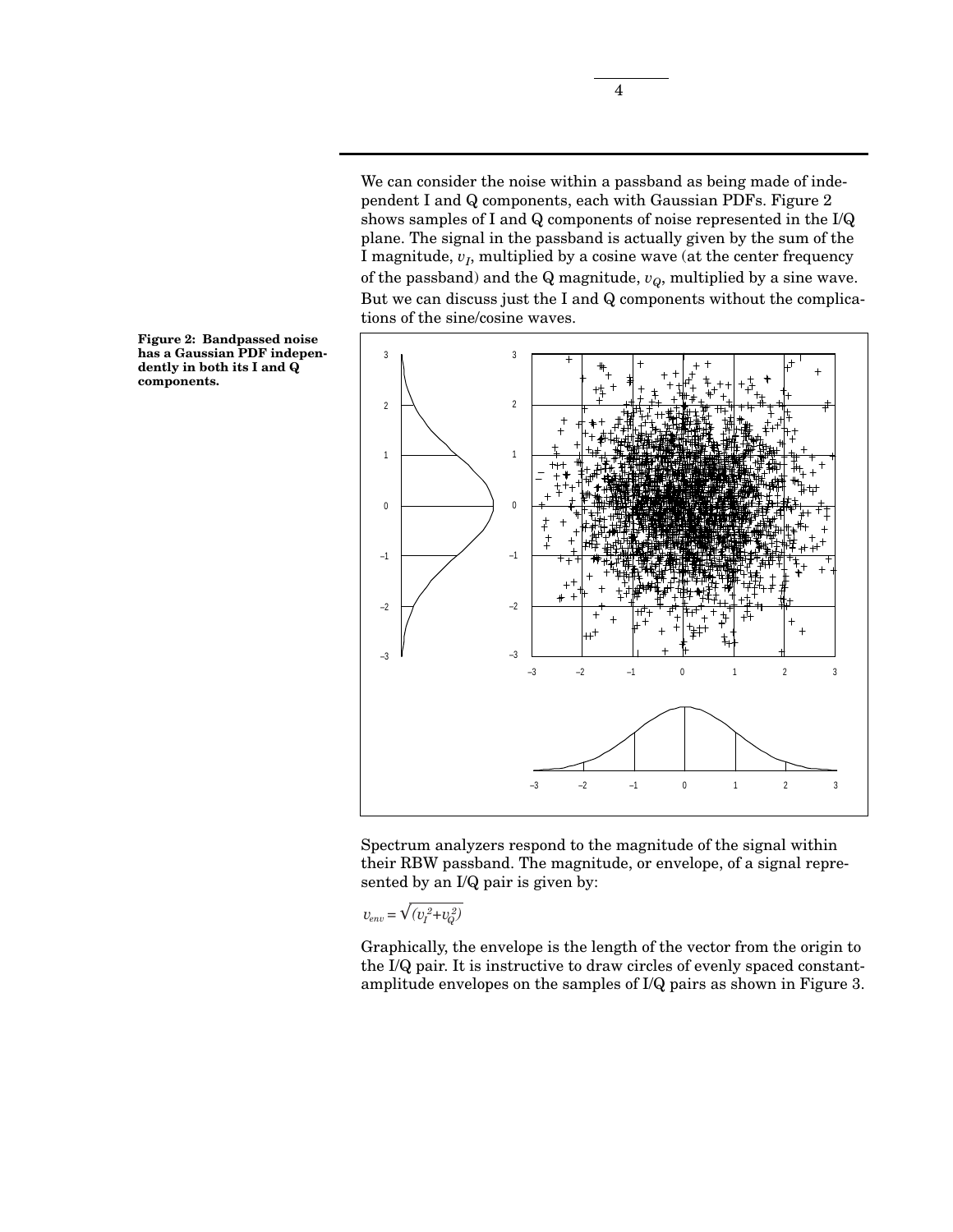We can consider the noise within a passband as being made of independent I and Q components, each with Gaussian PDFs. Figure 2 shows samples of I and Q components of noise represented in the I/Q plane. The signal in the passband is actually given by the sum of the I magnitude, $v_I$, multiplied by a cosine wave (at the center frequency of the passband) and the Q magnitude, $v_Q$, multiplied by a sine wave. But we can discuss just the I and Q components without the complications of the sine/cosine waves.

**Figure 2: Bandpassed noise has a Gaussian PDF independently in both its I and Q components.**

Spectrum analyzers respond to the magnitude of the signal within their RBW passband. The magnitude, or envelope, of a signal represented by an I/Q pair is given by:

$$v_{env} = \sqrt{(v_I^2 + v_Q^2)}$$

Graphically, the envelope is the length of the vector from the origin to the I/Q pair. It is instructive to draw circles of evenly spaced constant-amplitude envelopes on the samples of I/Q pairs as shown in Figure 3.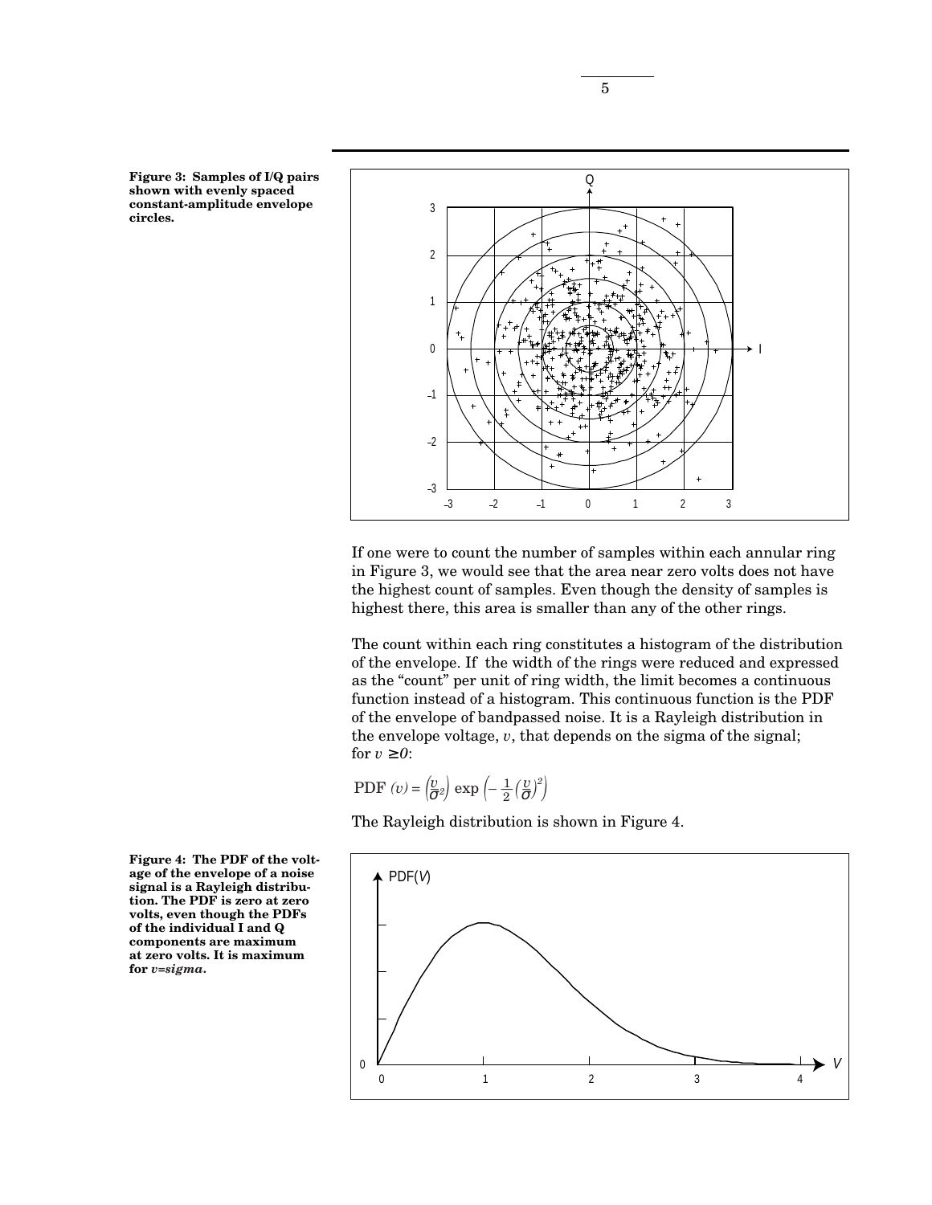**Figure 3: Samples of I/Q pairs shown with evenly spaced constant-amplitude envelope circles.**

If one were to count the number of samples within each annular ring in Figure 3, we would see that the area near zero volts does not have the highest count of samples. Even though the density of samples is highest there, this area is smaller than any of the other rings.

The count within each ring constitutes a histogram of the distribution of the envelope. If the width of the rings were reduced and expressed as the "count" per unit of ring width, the limit becomes a continuous function instead of a histogram. This continuous function is the PDF of the envelope of bandpassed noise. It is a Rayleigh distribution in the envelope voltage, $v$, that depends on the sigma of the signal; for $v \geq 0$:

$$\text{PDF}\ (v) = \left(\frac{v}{\sigma^2}\right) \exp\left(-\frac{1}{2}\left(\frac{v}{\sigma}\right)^2\right)$$

The Rayleigh distribution is shown in Figure 4.

**Figure 4: The PDF of the voltage of the envelope of a noise signal is a Rayleigh distribution. The PDF is zero at zero volts, even though the PDFs of the individual I and Q components are maximum at zero volts. It is maximum for *v=sigma*.**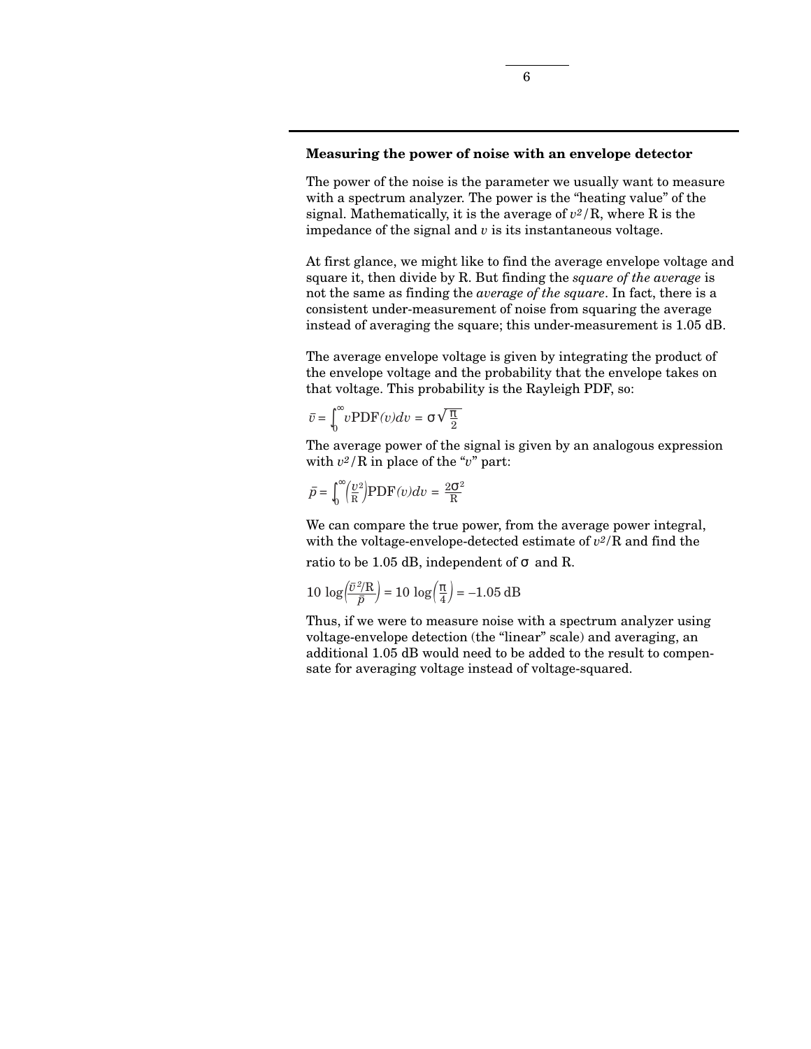### Measuring the power of noise with an envelope detector

The power of the noise is the parameter we usually want to measure with a spectrum analyzer. The power is the "heating value" of the signal. Mathematically, it is the average of $v^2/R$, where R is the impedance of the signal and $v$ is its instantaneous voltage.

At first glance, we might like to find the average envelope voltage and square it, then divide by R. But finding the *square of the average* is not the same as finding the *average of the square*. In fact, there is a consistent under-measurement of noise from squaring the average instead of averaging the square; this under-measurement is 1.05 dB.

The average envelope voltage is given by integrating the product of the envelope voltage and the probability that the envelope takes on that voltage. This probability is the Rayleigh PDF, so:

$$\bar{v} = \int_0^\infty v \mathrm{PDF}(v) dv = \sigma\sqrt{\frac{\pi}{2}}$$

The average power of the signal is given by an analogous expression with $v^2/R$ in place of the "$v$" part:

$$\bar{p} = \int_0^\infty \left(\frac{v^2}{R}\right) \mathrm{PDF}(v) dv = \frac{2\sigma^2}{R}$$

We can compare the true power, from the average power integral, with the voltage-envelope-detected estimate of $v^2/R$ and find the ratio to be 1.05 dB, independent of $\sigma$ and R.

$$10 \log\left(\frac{\bar{v}^2/R}{\bar{p}}\right) = 10 \log\left(\frac{\pi}{4}\right) = -1.05 \text{ dB}$$

Thus, if we were to measure noise with a spectrum analyzer using voltage-envelope detection (the "linear" scale) and averaging, an additional 1.05 dB would need to be added to the result to compensate for averaging voltage instead of voltage-squared.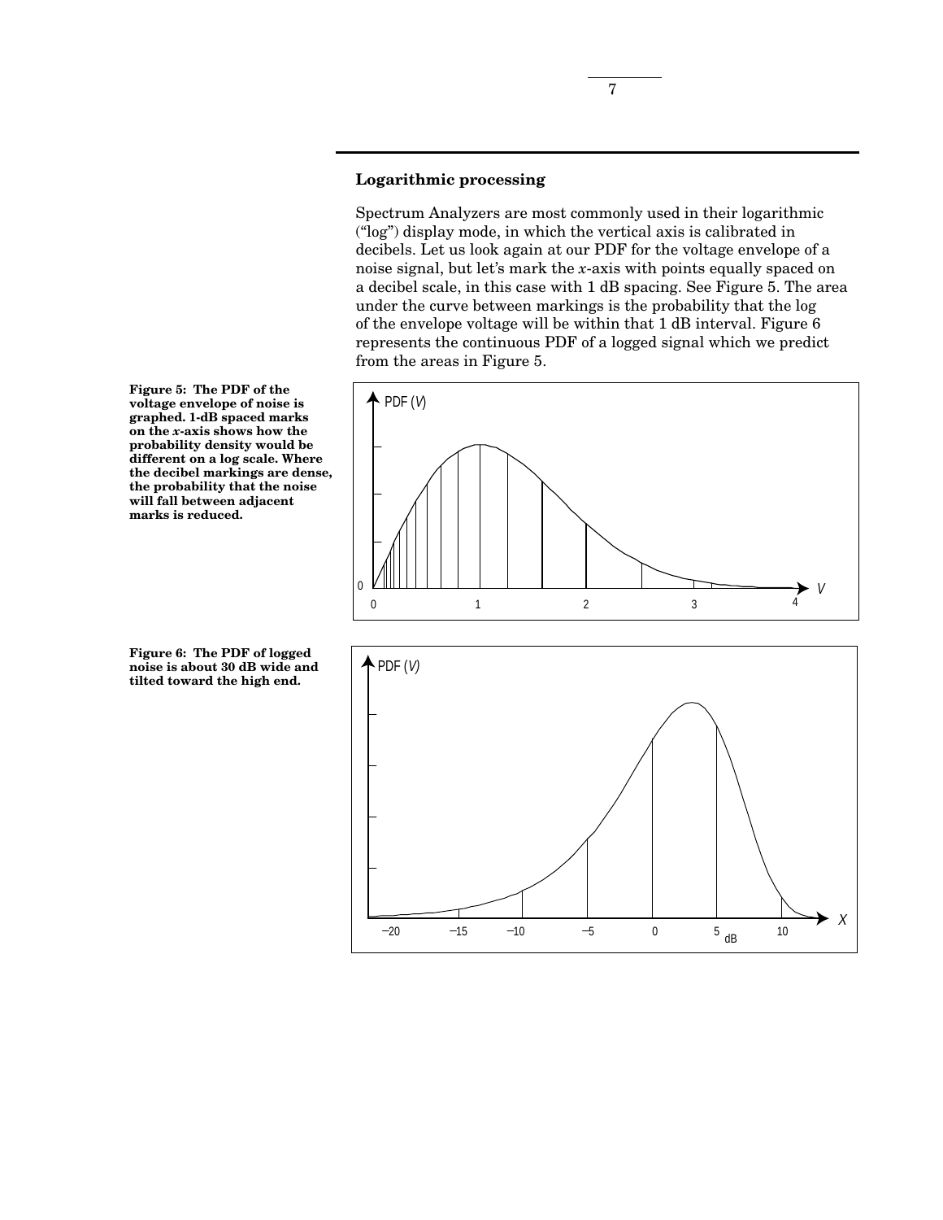## Logarithmic processing

Spectrum Analyzers are most commonly used in their logarithmic ("log") display mode, in which the vertical axis is calibrated in decibels. Let us look again at our PDF for the voltage envelope of a noise signal, but let's mark the *x*-axis with points equally spaced on a decibel scale, in this case with 1 dB spacing. See Figure 5. The area under the curve between markings is the probability that the log of the envelope voltage will be within that 1 dB interval. Figure 6 represents the continuous PDF of a logged signal which we predict from the areas in Figure 5.

**Figure 5: The PDF of the voltage envelope of noise is graphed. 1-dB spaced marks on the *x*-axis shows how the probability density would be different on a log scale. Where the decibel markings are dense, the probability that the noise will fall between adjacent marks is reduced.**

**Figure 6: The PDF of logged noise is about 30 dB wide and tilted toward the high end.**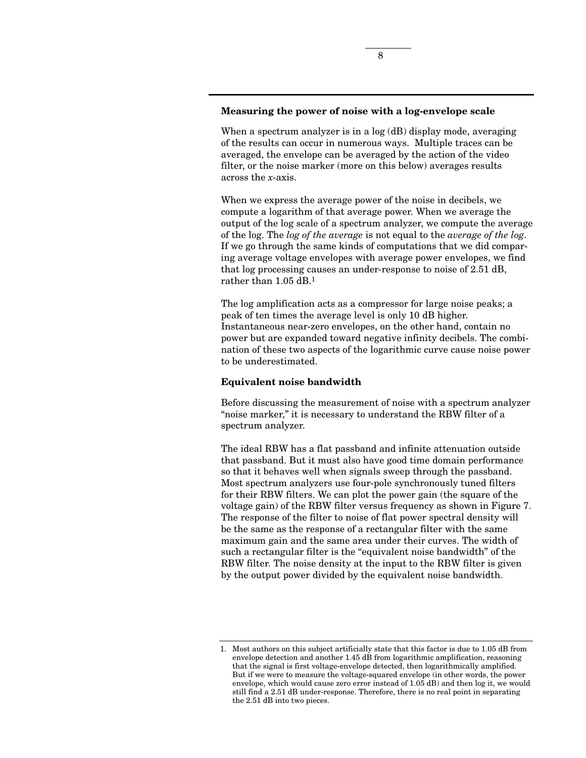### Measuring the power of noise with a log-envelope scale

When a spectrum analyzer is in a log (dB) display mode, averaging of the results can occur in numerous ways. Multiple traces can be averaged, the envelope can be averaged by the action of the video filter, or the noise marker (more on this below) averages results across the *x*-axis.

When we express the average power of the noise in decibels, we compute a logarithm of that average power. When we average the output of the log scale of a spectrum analyzer, we compute the average of the log. The *log of the average* is not equal to the *average of the log*. If we go through the same kinds of computations that we did comparing average voltage envelopes with average power envelopes, we find that log processing causes an under-response to noise of 2.51 dB, rather than 1.05 dB.[1]

The log amplification acts as a compressor for large noise peaks; a peak of ten times the average level is only 10 dB higher. Instantaneous near-zero envelopes, on the other hand, contain no power but are expanded toward negative infinity decibels. The combination of these two aspects of the logarithmic curve cause noise power to be underestimated.

### Equivalent noise bandwidth

Before discussing the measurement of noise with a spectrum analyzer "noise marker," it is necessary to understand the RBW filter of a spectrum analyzer.

The ideal RBW has a flat passband and infinite attenuation outside that passband. But it must also have good time domain performance so that it behaves well when signals sweep through the passband. Most spectrum analyzers use four-pole synchronously tuned filters for their RBW filters. We can plot the power gain (the square of the voltage gain) of the RBW filter versus frequency as shown in Figure 7. The response of the filter to noise of flat power spectral density will be the same as the response of a rectangular filter with the same maximum gain and the same area under their curves. The width of such a rectangular filter is the "equivalent noise bandwidth" of the RBW filter. The noise density at the input to the RBW filter is given by the output power divided by the equivalent noise bandwidth.

---

1. Most authors on this subject artificially state that this factor is due to 1.05 dB from envelope detection and another 1.45 dB from logarithmic amplification, reasoning that the signal is first voltage-envelope detected, then logarithmically amplified. But if we were to measure the voltage-squared envelope (in other words, the power envelope, which would cause zero error instead of 1.05 dB) and then log it, we would still find a 2.51 dB under-response. Therefore, there is no real point in separating the 2.51 dB into two pieces.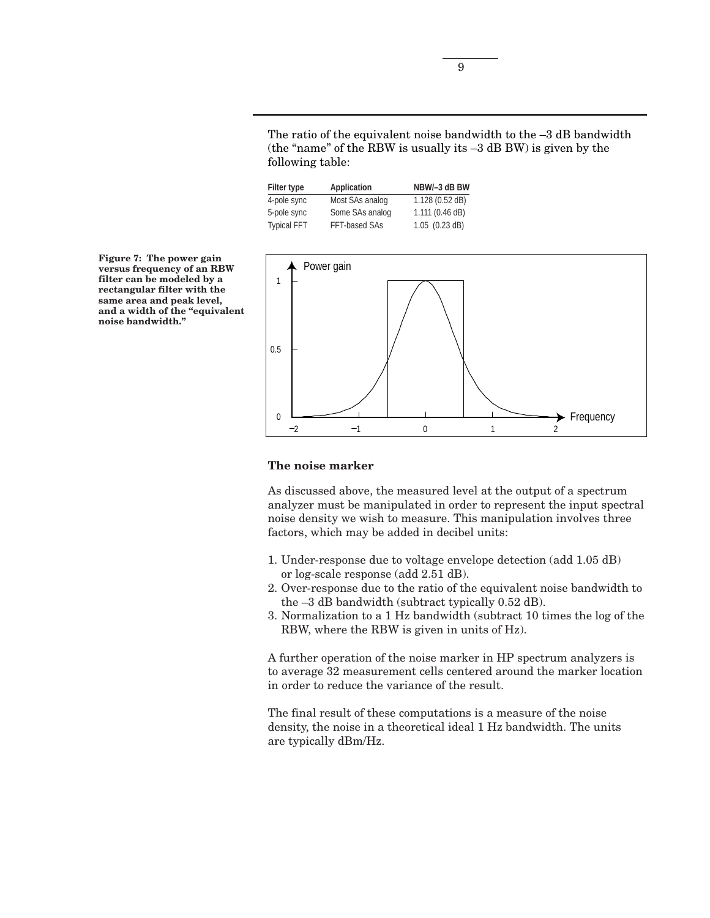The ratio of the equivalent noise bandwidth to the –3 dB bandwidth (the "name" of the RBW is usually its –3 dB BW) is given by the following table:

| Filter type | Application | NBW/–3 dB BW |
|---|---|---|
| 4-pole sync | Most SAs analog | 1.128 (0.52 dB) |
| 5-pole sync | Some SAs analog | 1.111 (0.46 dB) |
| Typical FFT | FFT-based SAs | 1.05 (0.23 dB) |

**Figure 7: The power gain versus frequency of an RBW filter can be modeled by a rectangular filter with the same area and peak level, and a width of the "equivalent noise bandwidth."**

## The noise marker

As discussed above, the measured level at the output of a spectrum analyzer must be manipulated in order to represent the input spectral noise density we wish to measure. This manipulation involves three factors, which may be added in decibel units:

1. Under-response due to voltage envelope detection (add 1.05 dB) or log-scale response (add 2.51 dB).
2. Over-response due to the ratio of the equivalent noise bandwidth to the –3 dB bandwidth (subtract typically 0.52 dB).
3. Normalization to a 1 Hz bandwidth (subtract 10 times the log of the RBW, where the RBW is given in units of Hz).

A further operation of the noise marker in HP spectrum analyzers is to average 32 measurement cells centered around the marker location in order to reduce the variance of the result.

The final result of these computations is a measure of the noise density, the noise in a theoretical ideal 1 Hz bandwidth. The units are typically dBm/Hz.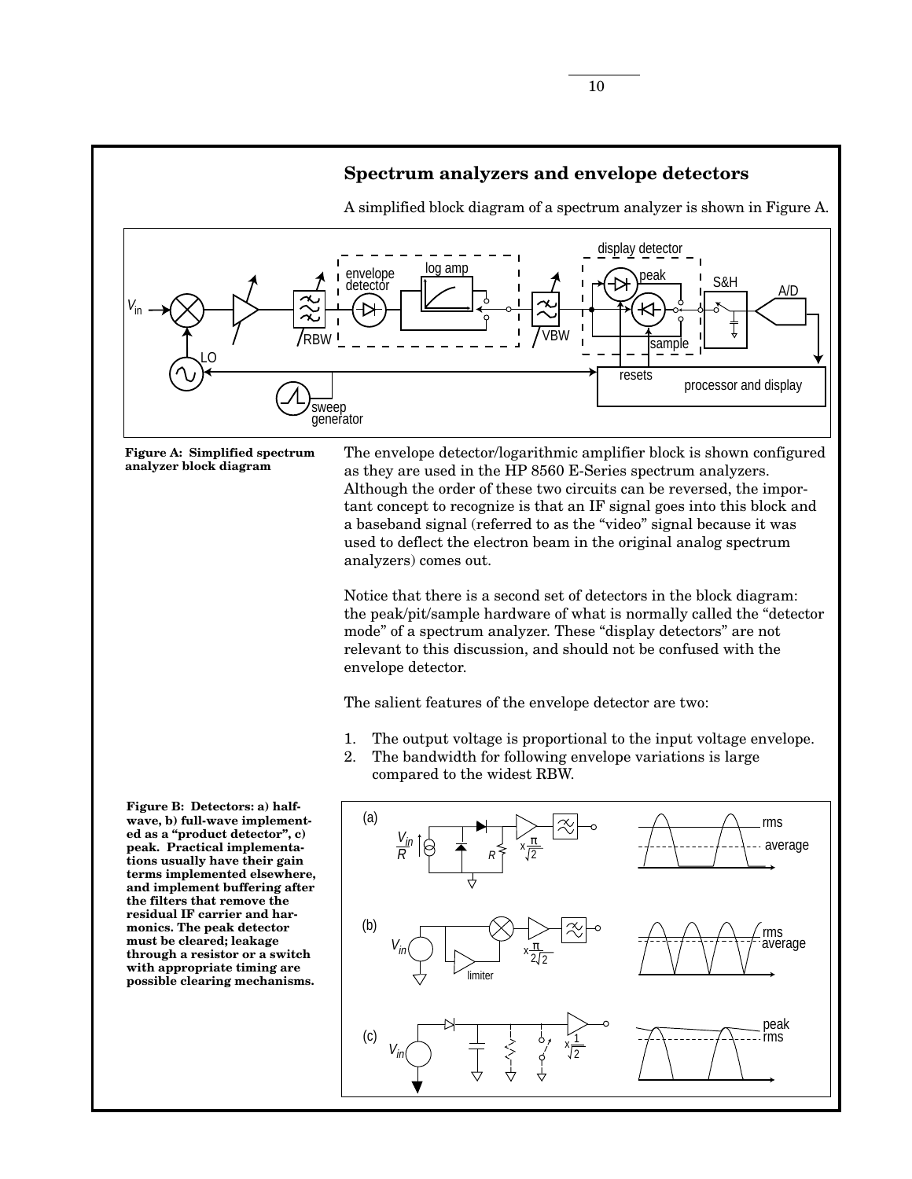## Spectrum analyzers and envelope detectors

A simplified block diagram of a spectrum analyzer is shown in Figure A.

**Figure A: Simplified spectrum analyzer block diagram**

The envelope detector/logarithmic amplifier block is shown configured as they are used in the HP 8560 E-Series spectrum analyzers. Although the order of these two circuits can be reversed, the important concept to recognize is that an IF signal goes into this block and a baseband signal (referred to as the "video" signal because it was used to deflect the electron beam in the original analog spectrum analyzers) comes out.

Notice that there is a second set of detectors in the block diagram: the peak/pit/sample hardware of what is normally called the "detector mode" of a spectrum analyzer. These "display detectors" are not relevant to this discussion, and should not be confused with the envelope detector.

The salient features of the envelope detector are two:

1. The output voltage is proportional to the input voltage envelope.
2. The bandwidth for following envelope variations is large compared to the widest RBW.

**Figure B: Detectors: a) half-wave, b) full-wave implemented as a "product detector", c) peak. Practical implementations usually have their gain terms implemented elsewhere, and implement buffering after the filters that remove the residual IF carrier and harmonics. The peak detector must be cleared; leakage through a resistor or a switch with appropriate timing are possible clearing mechanisms.**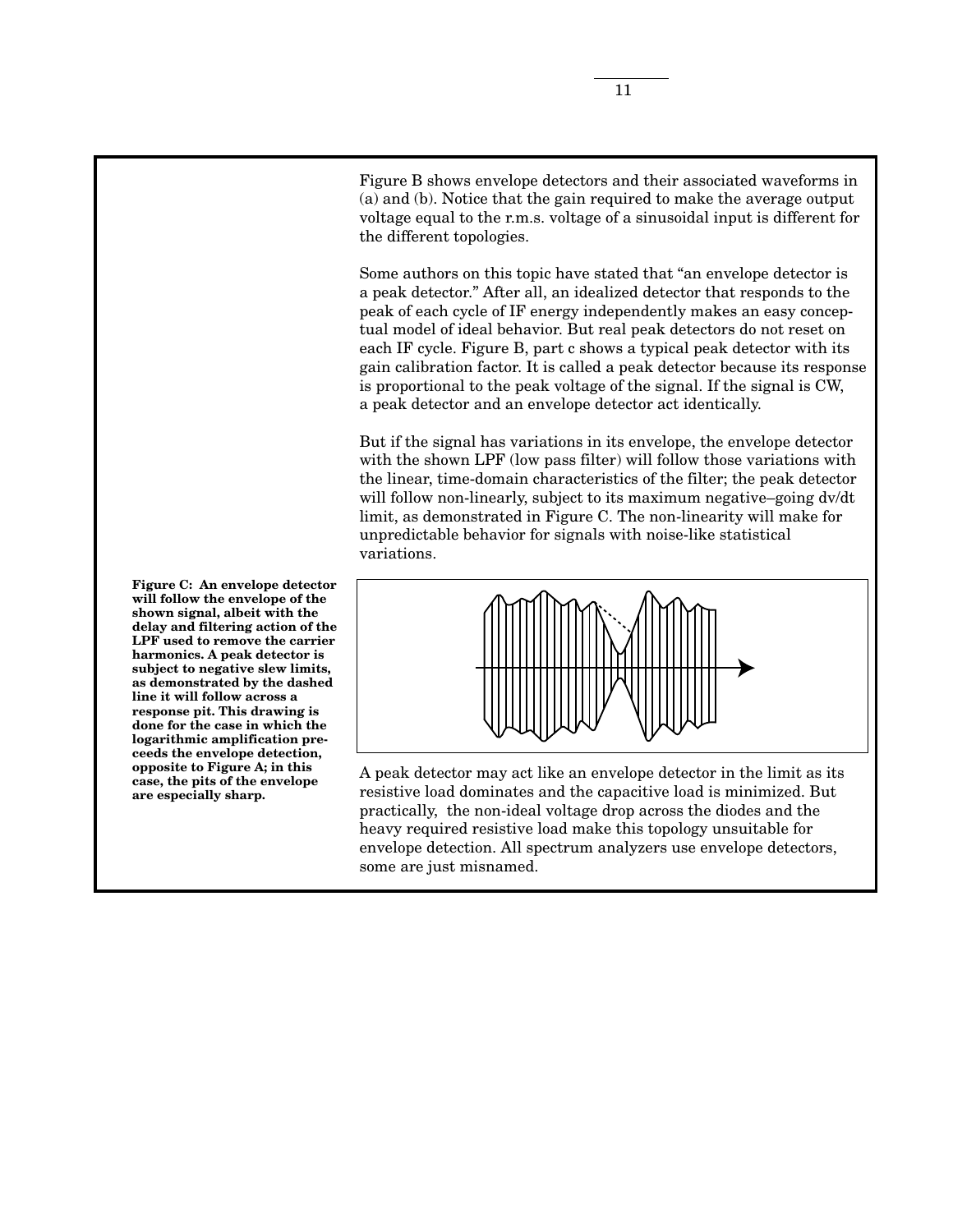Figure B shows envelope detectors and their associated waveforms in (a) and (b). Notice that the gain required to make the average output voltage equal to the r.m.s. voltage of a sinusoidal input is different for the different topologies.

Some authors on this topic have stated that “an envelope detector is a peak detector.” After all, an idealized detector that responds to the peak of each cycle of IF energy independently makes an easy conceptual model of ideal behavior. But real peak detectors do not reset on each IF cycle. Figure B, part c shows a typical peak detector with its gain calibration factor. It is called a peak detector because its response is proportional to the peak voltage of the signal. If the signal is CW, a peak detector and an envelope detector act identically.

But if the signal has variations in its envelope, the envelope detector with the shown LPF (low pass filter) will follow those variations with the linear, time-domain characteristics of the filter; the peak detector will follow non-linearly, subject to its maximum negative–going dv/dt limit, as demonstrated in Figure C. The non-linearity will make for unpredictable behavior for signals with noise-like statistical variations.

**Figure C: An envelope detector will follow the envelope of the shown signal, albeit with the delay and filtering action of the LPF used to remove the carrier harmonics. A peak detector is subject to negative slew limits, as demonstrated by the dashed line it will follow across a response pit. This drawing is done for the case in which the logarithmic amplification preceeds the envelope detection, opposite to Figure A; in this case, the pits of the envelope are especially sharp.**

A peak detector may act like an envelope detector in the limit as its resistive load dominates and the capacitive load is minimized. But practically, the non-ideal voltage drop across the diodes and the heavy required resistive load make this topology unsuitable for envelope detection. All spectrum analyzers use envelope detectors, some are just misnamed.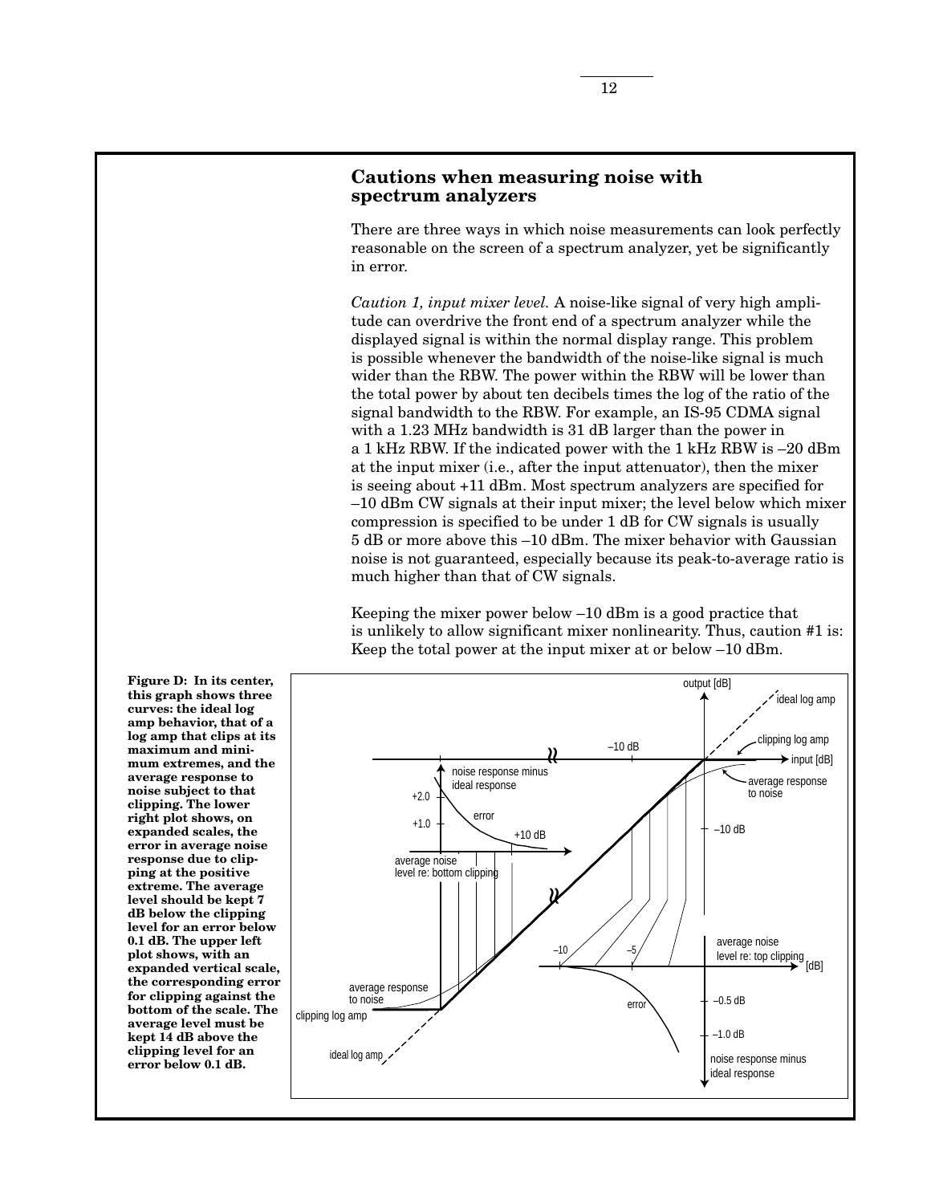## Cautions when measuring noise with spectrum analyzers

There are three ways in which noise measurements can look perfectly reasonable on the screen of a spectrum analyzer, yet be significantly in error.

*Caution 1, input mixer level.* A noise-like signal of very high amplitude can overdrive the front end of a spectrum analyzer while the displayed signal is within the normal display range. This problem is possible whenever the bandwidth of the noise-like signal is much wider than the RBW. The power within the RBW will be lower than the total power by about ten decibels times the log of the ratio of the signal bandwidth to the RBW. For example, an IS-95 CDMA signal with a 1.23 MHz bandwidth is 31 dB larger than the power in a 1 kHz RBW. If the indicated power with the 1 kHz RBW is –20 dBm at the input mixer (i.e., after the input attenuator), then the mixer is seeing about +11 dBm. Most spectrum analyzers are specified for –10 dBm CW signals at their input mixer; the level below which mixer compression is specified to be under 1 dB for CW signals is usually 5 dB or more above this –10 dBm. The mixer behavior with Gaussian noise is not guaranteed, especially because its peak-to-average ratio is much higher than that of CW signals.

Keeping the mixer power below –10 dBm is a good practice that is unlikely to allow significant mixer nonlinearity. Thus, caution #1 is: Keep the total power at the input mixer at or below –10 dBm.

**Figure D: In its center, this graph shows three curves: the ideal log amp behavior, that of a log amp that clips at its maximum and minimum extremes, and the average response to noise subject to that clipping. The lower right plot shows, on expanded scales, the error in average noise response due to clipping at the positive extreme. The average level should be kept 7 dB below the clipping level for an error below 0.1 dB. The upper left plot shows, with an expanded vertical scale, the corresponding error for clipping against the bottom of the scale. The average level must be kept 14 dB above the clipping level for an error below 0.1 dB.**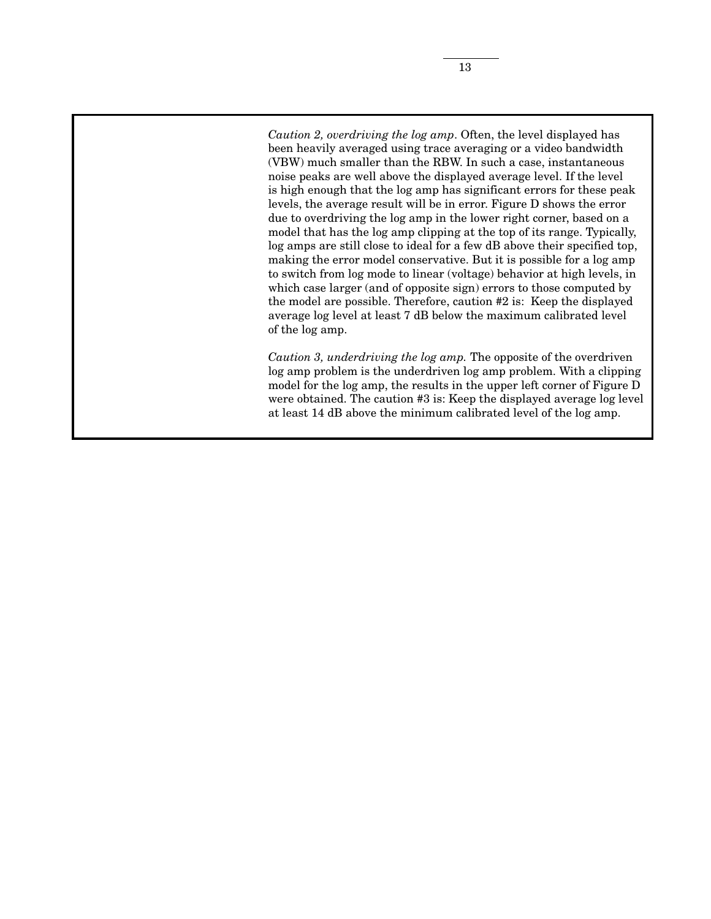*Caution 2, overdriving the log amp*. Often, the level displayed has been heavily averaged using trace averaging or a video bandwidth (VBW) much smaller than the RBW. In such a case, instantaneous noise peaks are well above the displayed average level. If the level is high enough that the log amp has significant errors for these peak levels, the average result will be in error. Figure D shows the error due to overdriving the log amp in the lower right corner, based on a model that has the log amp clipping at the top of its range. Typically, log amps are still close to ideal for a few dB above their specified top, making the error model conservative. But it is possible for a log amp to switch from log mode to linear (voltage) behavior at high levels, in which case larger (and of opposite sign) errors to those computed by the model are possible. Therefore, caution #2 is: Keep the displayed average log level at least 7 dB below the maximum calibrated level of the log amp.

*Caution 3, underdriving the log amp.* The opposite of the overdriven log amp problem is the underdriven log amp problem. With a clipping model for the log amp, the results in the upper left corner of Figure D were obtained. The caution #3 is: Keep the displayed average log level at least 14 dB above the minimum calibrated level of the log amp.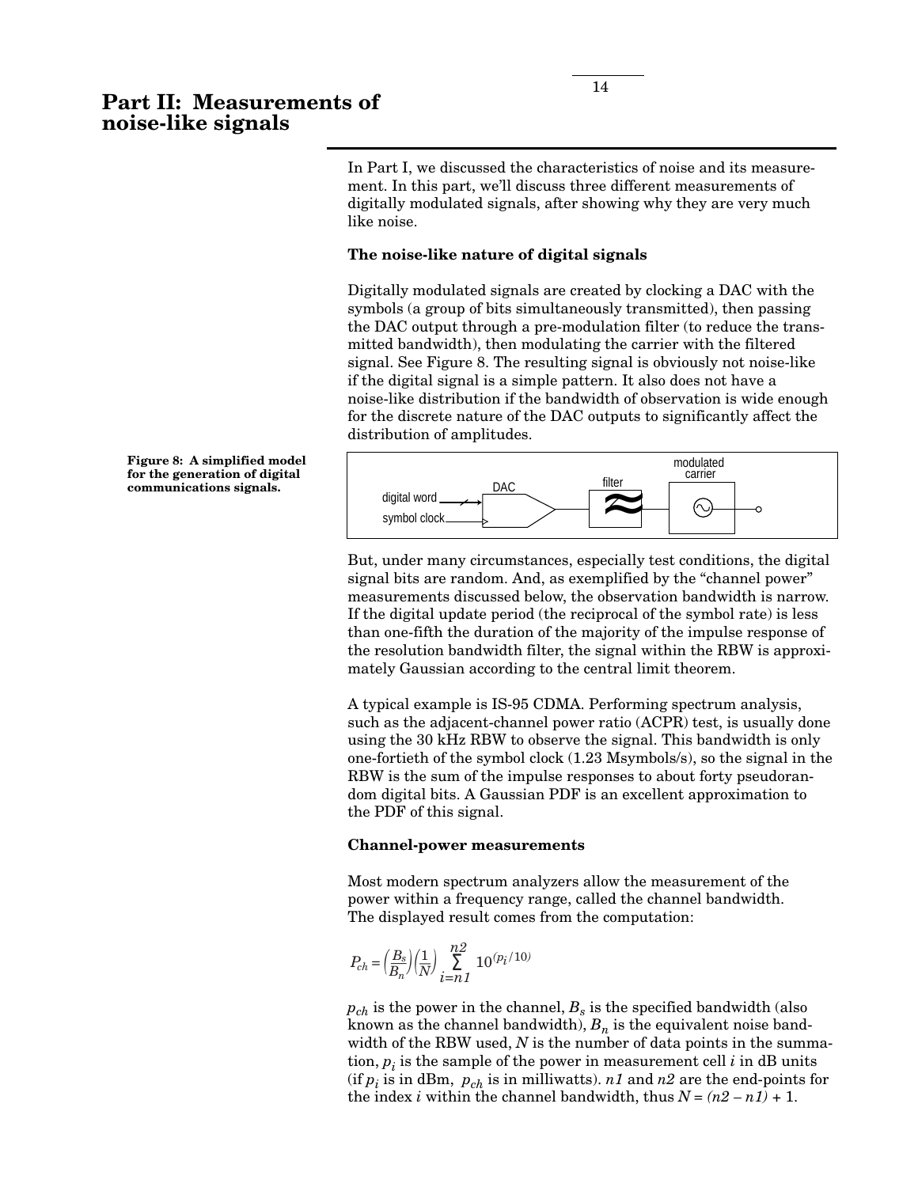## Part II: Measurements of noise-like signals

In Part I, we discussed the characteristics of noise and its measurement. In this part, we'll discuss three different measurements of digitally modulated signals, after showing why they are very much like noise.

### The noise-like nature of digital signals

Digitally modulated signals are created by clocking a DAC with the symbols (a group of bits simultaneously transmitted), then passing the DAC output through a pre-modulation filter (to reduce the transmitted bandwidth), then modulating the carrier with the filtered signal. See Figure 8. The resulting signal is obviously not noise-like if the digital signal is a simple pattern. It also does not have a noise-like distribution if the bandwidth of observation is wide enough for the discrete nature of the DAC outputs to significantly affect the distribution of amplitudes.

**Figure 8: A simplified model for the generation of digital communications signals.**

But, under many circumstances, especially test conditions, the digital signal bits are random. And, as exemplified by the "channel power" measurements discussed below, the observation bandwidth is narrow. If the digital update period (the reciprocal of the symbol rate) is less than one-fifth the duration of the majority of the impulse response of the resolution bandwidth filter, the signal within the RBW is approximately Gaussian according to the central limit theorem.

A typical example is IS-95 CDMA. Performing spectrum analysis, such as the adjacent-channel power ratio (ACPR) test, is usually done using the 30 kHz RBW to observe the signal. This bandwidth is only one-fortieth of the symbol clock (1.23 Msymbols/s), so the signal in the RBW is the sum of the impulse responses to about forty pseudorandom digital bits. A Gaussian PDF is an excellent approximation to the PDF of this signal.

### Channel-power measurements

Most modern spectrum analyzers allow the measurement of the power within a frequency range, called the channel bandwidth. The displayed result comes from the computation:

$$P_{ch} = \left(\frac{B_s}{B_n}\right)\left(\frac{1}{N}\right)\sum_{i=n1}^{n2} 10^{(p_i/10)}$$

$p_{ch}$ is the power in the channel, $B_s$ is the specified bandwidth (also known as the channel bandwidth), $B_n$ is the equivalent noise bandwidth of the RBW used, $N$ is the number of data points in the summation, $p_i$ is the sample of the power in measurement cell $i$ in dB units (if $p_i$ is in dBm, $p_{ch}$ is in milliwatts). $n1$ and $n2$ are the end-points for the index $i$ within the channel bandwidth, thus $N = (n2 - n1) + 1$.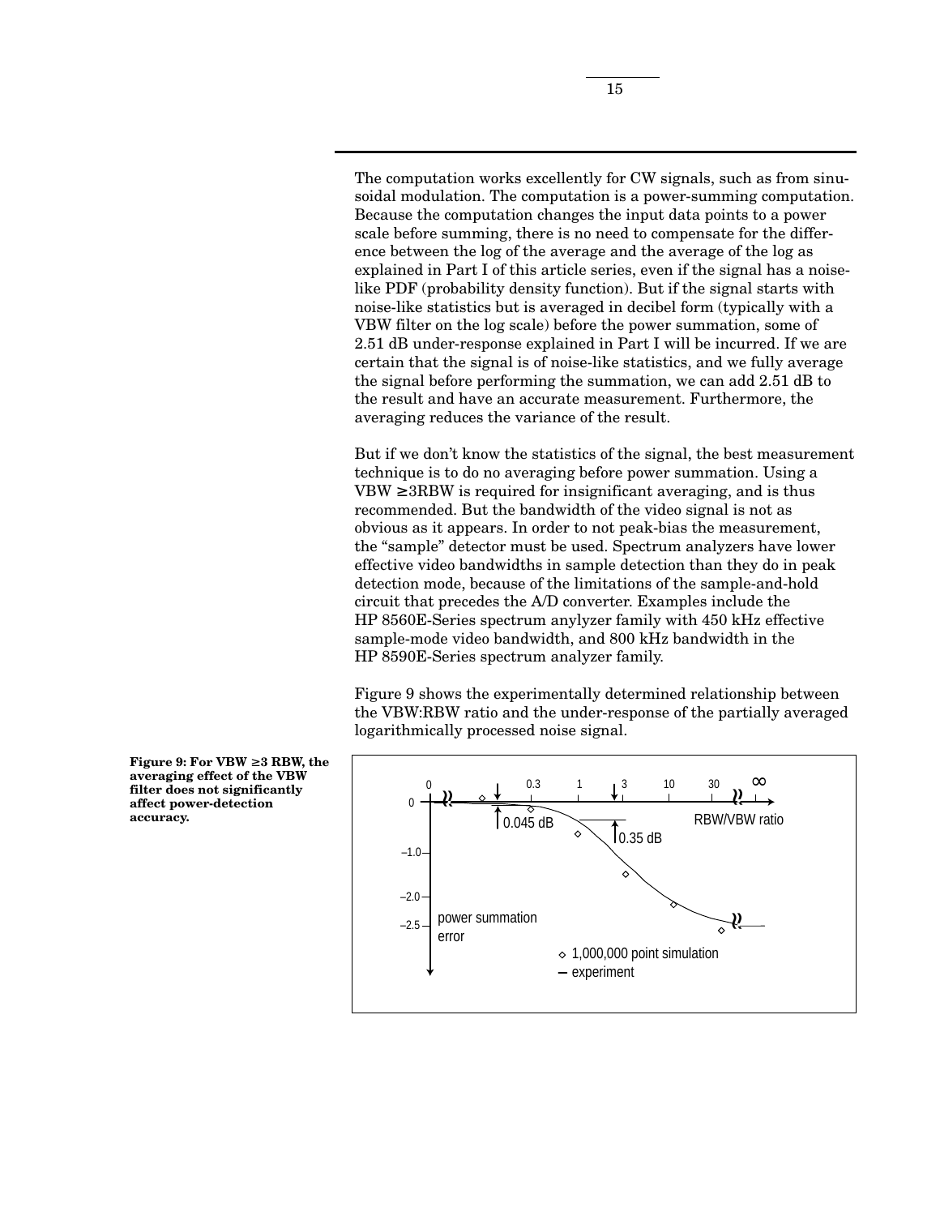The computation works excellently for CW signals, such as from sinusoidal modulation. The computation is a power-summing computation. Because the computation changes the input data points to a power scale before summing, there is no need to compensate for the difference between the log of the average and the average of the log as explained in Part I of this article series, even if the signal has a noise-like PDF (probability density function). But if the signal starts with noise-like statistics but is averaged in decibel form (typically with a VBW filter on the log scale) before the power summation, some of 2.51 dB under-response explained in Part I will be incurred. If we are certain that the signal is of noise-like statistics, and we fully average the signal before performing the summation, we can add 2.51 dB to the result and have an accurate measurement. Furthermore, the averaging reduces the variance of the result.

But if we don't know the statistics of the signal, the best measurement technique is to do no averaging before power summation. Using a VBW ≥3RBW is required for insignificant averaging, and is thus recommended. But the bandwidth of the video signal is not as obvious as it appears. In order to not peak-bias the measurement, the "sample" detector must be used. Spectrum analyzers have lower effective video bandwidths in sample detection than they do in peak detection mode, because of the limitations of the sample-and-hold circuit that precedes the A/D converter. Examples include the HP 8560E-Series spectrum anylyzer family with 450 kHz effective sample-mode video bandwidth, and 800 kHz bandwidth in the HP 8590E-Series spectrum analyzer family.

Figure 9 shows the experimentally determined relationship between the VBW:RBW ratio and the under-response of the partially averaged logarithmically processed noise signal.

**Figure 9: For VBW ≥3 RBW, the averaging effect of the VBW filter does not significantly affect power-detection accuracy.**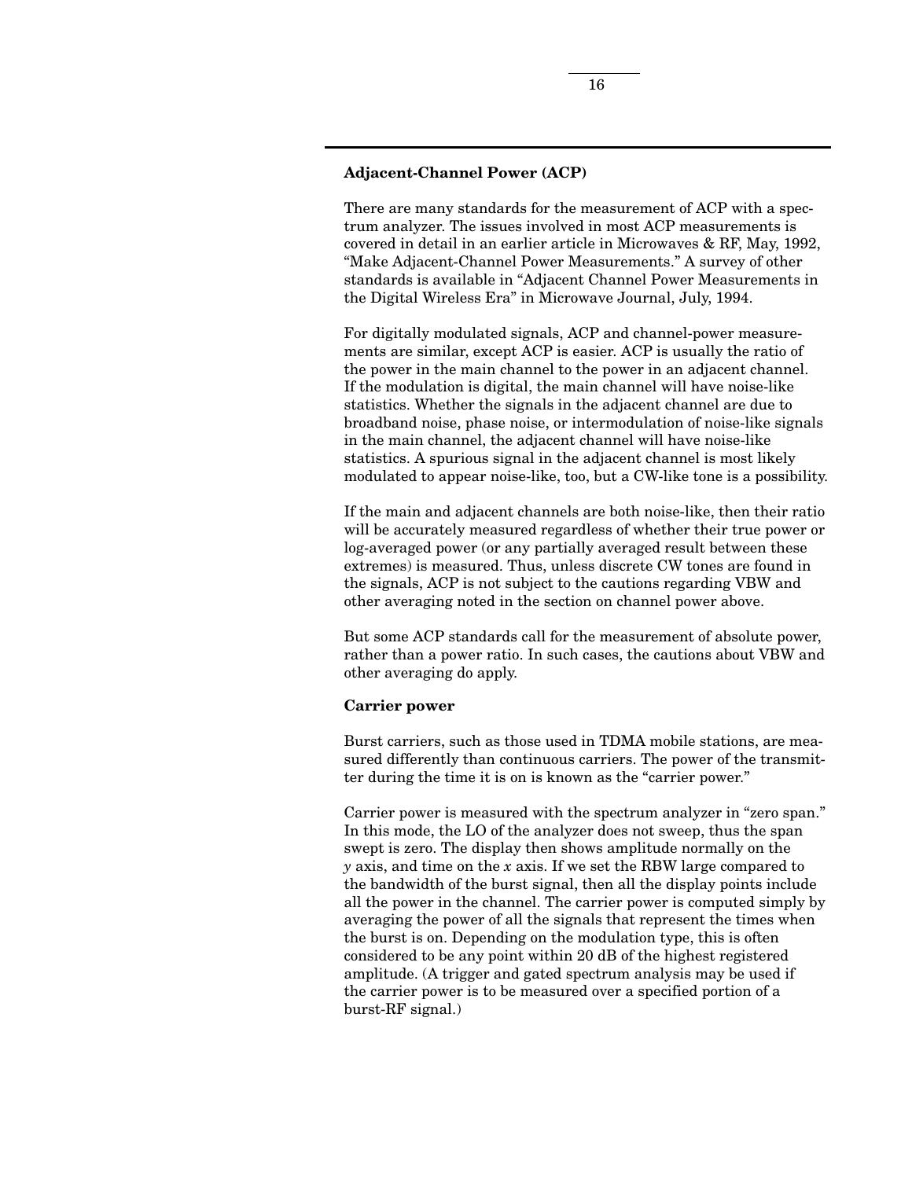## Adjacent-Channel Power (ACP)

There are many standards for the measurement of ACP with a spectrum analyzer. The issues involved in most ACP measurements is covered in detail in an earlier article in Microwaves & RF, May, 1992, "Make Adjacent-Channel Power Measurements." A survey of other standards is available in "Adjacent Channel Power Measurements in the Digital Wireless Era" in Microwave Journal, July, 1994.

For digitally modulated signals, ACP and channel-power measurements are similar, except ACP is easier. ACP is usually the ratio of the power in the main channel to the power in an adjacent channel. If the modulation is digital, the main channel will have noise-like statistics. Whether the signals in the adjacent channel are due to broadband noise, phase noise, or intermodulation of noise-like signals in the main channel, the adjacent channel will have noise-like statistics. A spurious signal in the adjacent channel is most likely modulated to appear noise-like, too, but a CW-like tone is a possibility.

If the main and adjacent channels are both noise-like, then their ratio will be accurately measured regardless of whether their true power or log-averaged power (or any partially averaged result between these extremes) is measured. Thus, unless discrete CW tones are found in the signals, ACP is not subject to the cautions regarding VBW and other averaging noted in the section on channel power above.

But some ACP standards call for the measurement of absolute power, rather than a power ratio. In such cases, the cautions about VBW and other averaging do apply.

## Carrier power

Burst carriers, such as those used in TDMA mobile stations, are measured differently than continuous carriers. The power of the transmitter during the time it is on is known as the "carrier power."

Carrier power is measured with the spectrum analyzer in "zero span." In this mode, the LO of the analyzer does not sweep, thus the span swept is zero. The display then shows amplitude normally on the $y$ axis, and time on the $x$ axis. If we set the RBW large compared to the bandwidth of the burst signal, then all the display points include all the power in the channel. The carrier power is computed simply by averaging the power of all the signals that represent the times when the burst is on. Depending on the modulation type, this is often considered to be any point within 20 dB of the highest registered amplitude. (A trigger and gated spectrum analysis may be used if the carrier power is to be measured over a specified portion of a burst-RF signal.)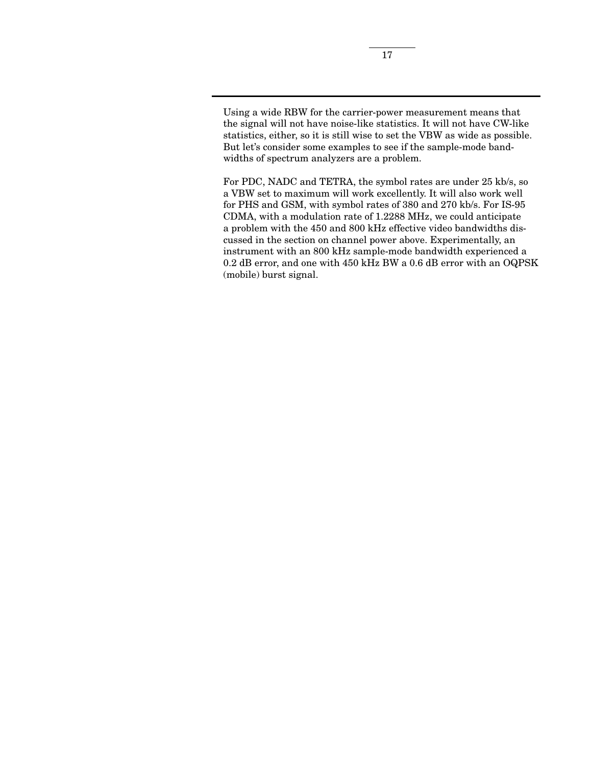Using a wide RBW for the carrier-power measurement means that the signal will not have noise-like statistics. It will not have CW-like statistics, either, so it is still wise to set the VBW as wide as possible. But let's consider some examples to see if the sample-mode bandwidths of spectrum analyzers are a problem.

For PDC, NADC and TETRA, the symbol rates are under 25 kb/s, so a VBW set to maximum will work excellently. It will also work well for PHS and GSM, with symbol rates of 380 and 270 kb/s. For IS-95 CDMA, with a modulation rate of 1.2288 MHz, we could anticipate a problem with the 450 and 800 kHz effective video bandwidths discussed in the section on channel power above. Experimentally, an instrument with an 800 kHz sample-mode bandwidth experienced a 0.2 dB error, and one with 450 kHz BW a 0.6 dB error with an OQPSK (mobile) burst signal.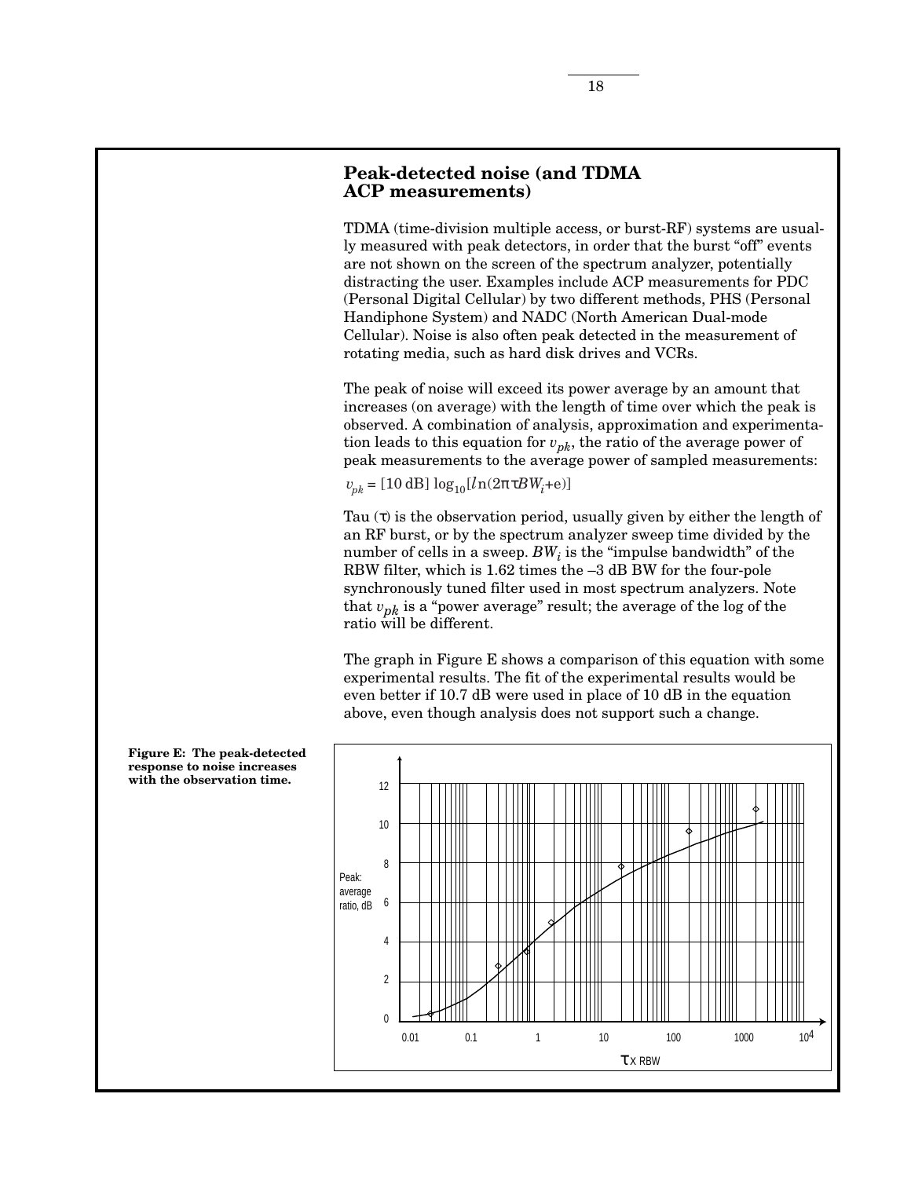## Peak-detected noise (and TDMA ACP measurements)

TDMA (time-division multiple access, or burst-RF) systems are usually measured with peak detectors, in order that the burst "off" events are not shown on the screen of the spectrum analyzer, potentially distracting the user. Examples include ACP measurements for PDC (Personal Digital Cellular) by two different methods, PHS (Personal Handiphone System) and NADC (North American Dual-mode Cellular). Noise is also often peak detected in the measurement of rotating media, such as hard disk drives and VCRs.

The peak of noise will exceed its power average by an amount that increases (on average) with the length of time over which the peak is observed. A combination of analysis, approximation and experimentation leads to this equation for $v_{pk}$, the ratio of the average power of peak measurements to the average power of sampled measurements:

$$v_{pk} = [10\ \text{dB}]\ \log_{10}[\ln(2\pi\tau BW_i + e)]$$

Tau ($\tau$) is the observation period, usually given by either the length of an RF burst, or by the spectrum analyzer sweep time divided by the number of cells in a sweep. $BW_i$ is the "impulse bandwidth" of the RBW filter, which is 1.62 times the –3 dB BW for the four-pole synchronously tuned filter used in most spectrum analyzers. Note that $v_{pk}$ is a "power average" result; the average of the log of the ratio will be different.

The graph in Figure E shows a comparison of this equation with some experimental results. The fit of the experimental results would be even better if 10.7 dB were used in place of 10 dB in the equation above, even though analysis does not support such a change.

**Figure E: The peak-detected response to noise increases with the observation time.**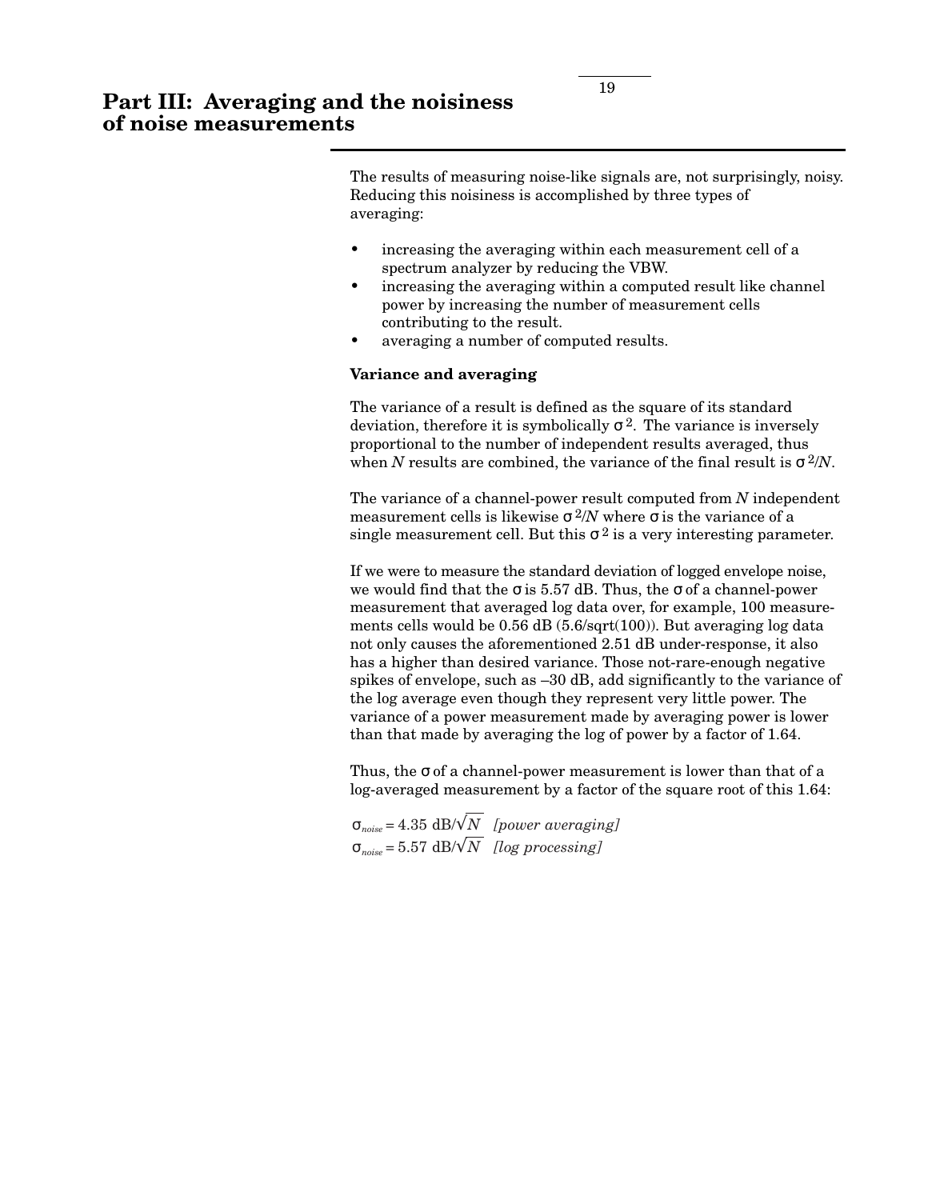# Part III: Averaging and the noisiness of noise measurements

The results of measuring noise-like signals are, not surprisingly, noisy. Reducing this noisiness is accomplished by three types of averaging:

- increasing the averaging within each measurement cell of a spectrum analyzer by reducing the VBW.
- increasing the averaging within a computed result like channel power by increasing the number of measurement cells contributing to the result.
- averaging a number of computed results.

**Variance and averaging**

The variance of a result is defined as the square of its standard deviation, therefore it is symbolically $\sigma^2$. The variance is inversely proportional to the number of independent results averaged, thus when $N$ results are combined, the variance of the final result is $\sigma^2/N$.

The variance of a channel-power result computed from $N$ independent measurement cells is likewise $\sigma^2/N$ where $\sigma$ is the variance of a single measurement cell. But this $\sigma^2$ is a very interesting parameter.

If we were to measure the standard deviation of logged envelope noise, we would find that the $\sigma$ is 5.57 dB. Thus, the $\sigma$ of a channel-power measurement that averaged log data over, for example, 100 measurements cells would be 0.56 dB (5.6/sqrt(100)). But averaging log data not only causes the aforementioned 2.51 dB under-response, it also has a higher than desired variance. Those not-rare-enough negative spikes of envelope, such as –30 dB, add significantly to the variance of the log average even though they represent very little power. The variance of a power measurement made by averaging power is lower than that made by averaging the log of power by a factor of 1.64.

Thus, the $\sigma$ of a channel-power measurement is lower than that of a log-averaged measurement by a factor of the square root of this 1.64:

$\sigma_{noise} = 4.35 \text{ dB}/\sqrt{N}$ *[power averaging]*
$\sigma_{noise} = 5.57 \text{ dB}/\sqrt{N}$ *[log processing]*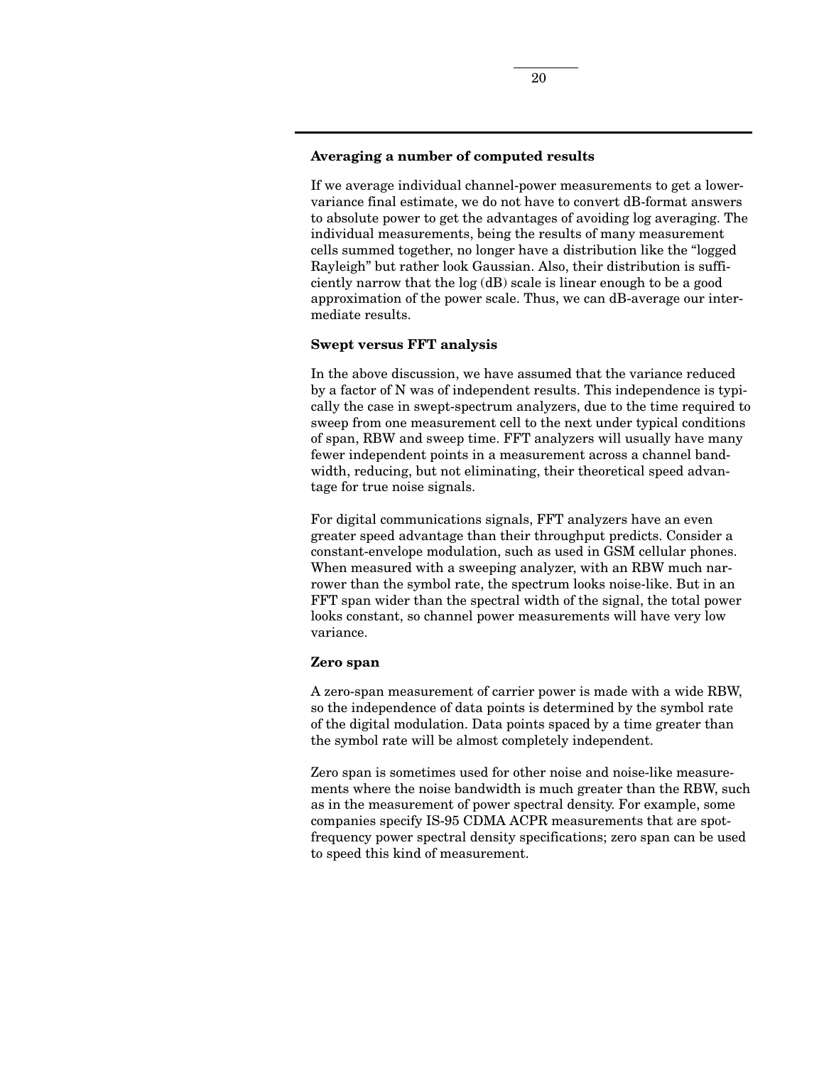**Averaging a number of computed results**

If we average individual channel-power measurements to get a lower-variance final estimate, we do not have to convert dB-format answers to absolute power to get the advantages of avoiding log averaging. The individual measurements, being the results of many measurement cells summed together, no longer have a distribution like the "logged Rayleigh" but rather look Gaussian. Also, their distribution is sufficiently narrow that the log (dB) scale is linear enough to be a good approximation of the power scale. Thus, we can dB-average our intermediate results.

**Swept versus FFT analysis**

In the above discussion, we have assumed that the variance reduced by a factor of N was of independent results. This independence is typically the case in swept-spectrum analyzers, due to the time required to sweep from one measurement cell to the next under typical conditions of span, RBW and sweep time. FFT analyzers will usually have many fewer independent points in a measurement across a channel bandwidth, reducing, but not eliminating, their theoretical speed advantage for true noise signals.

For digital communications signals, FFT analyzers have an even greater speed advantage than their throughput predicts. Consider a constant-envelope modulation, such as used in GSM cellular phones. When measured with a sweeping analyzer, with an RBW much narrower than the symbol rate, the spectrum looks noise-like. But in an FFT span wider than the spectral width of the signal, the total power looks constant, so channel power measurements will have very low variance.

**Zero span**

A zero-span measurement of carrier power is made with a wide RBW, so the independence of data points is determined by the symbol rate of the digital modulation. Data points spaced by a time greater than the symbol rate will be almost completely independent.

Zero span is sometimes used for other noise and noise-like measurements where the noise bandwidth is much greater than the RBW, such as in the measurement of power spectral density. For example, some companies specify IS-95 CDMA ACPR measurements that are spot-frequency power spectral density specifications; zero span can be used to speed this kind of measurement.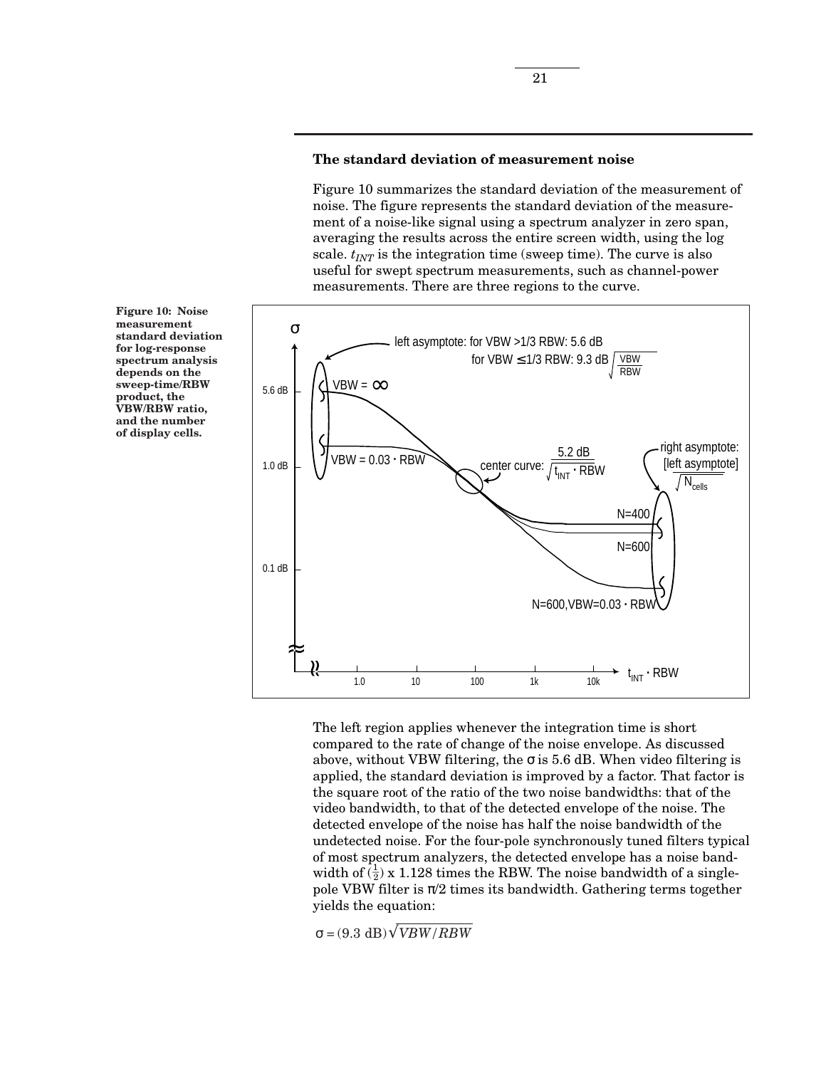## The standard deviation of measurement noise

Figure 10 summarizes the standard deviation of the measurement of noise. The figure represents the standard deviation of the measurement of a noise-like signal using a spectrum analyzer in zero span, averaging the results across the entire screen width, using the log scale. $t_{INT}$ is the integration time (sweep time). The curve is also useful for swept spectrum measurements, such as channel-power measurements. There are three regions to the curve.

**Figure 10: Noise measurement standard deviation for log-response spectrum analysis depends on the sweep-time/RBW product, the VBW/RBW ratio, and the number of display cells.**

The left region applies whenever the integration time is short compared to the rate of change of the noise envelope. As discussed above, without VBW filtering, the σ is 5.6 dB. When video filtering is applied, the standard deviation is improved by a factor. That factor is the square root of the ratio of the two noise bandwidths: that of the video bandwidth, to that of the detected envelope of the noise. The detected envelope of the noise has half the noise bandwidth of the undetected noise. For the four-pole synchronously tuned filters typical of most spectrum analyzers, the detected envelope has a noise bandwidth of $(\frac{1}{2})$ x 1.128 times the RBW. The noise bandwidth of a single-pole VBW filter is π/2 times its bandwidth. Gathering terms together yields the equation:

$$\sigma = (9.3 \text{ dB})\sqrt{VBW/RBW}$$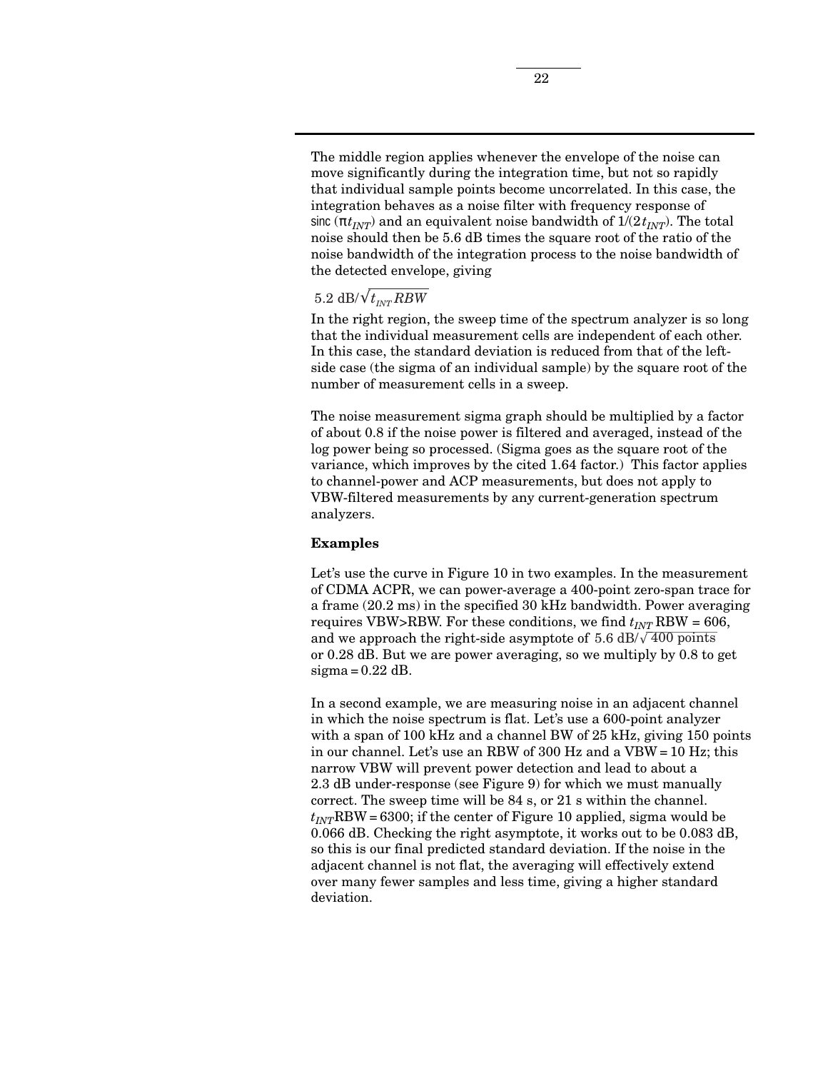The middle region applies whenever the envelope of the noise can move significantly during the integration time, but not so rapidly that individual sample points become uncorrelated. In this case, the integration behaves as a noise filter with frequency response of sinc $(\pi t_{INT})$ and an equivalent noise bandwidth of $1/(2t_{INT})$. The total noise should then be 5.6 dB times the square root of the ratio of the noise bandwidth of the integration process to the noise bandwidth of the detected envelope, giving

$$5.2 \text{ dB}/\sqrt{t_{INT} RBW}$$

In the right region, the sweep time of the spectrum analyzer is so long that the individual measurement cells are independent of each other. In this case, the standard deviation is reduced from that of the left-side case (the sigma of an individual sample) by the square root of the number of measurement cells in a sweep.

The noise measurement sigma graph should be multiplied by a factor of about 0.8 if the noise power is filtered and averaged, instead of the log power being so processed. (Sigma goes as the square root of the variance, which improves by the cited 1.64 factor.) This factor applies to channel-power and ACP measurements, but does not apply to VBW-filtered measurements by any current-generation spectrum analyzers.

**Examples**

Let's use the curve in Figure 10 in two examples. In the measurement of CDMA ACPR, we can power-average a 400-point zero-span trace for a frame (20.2 ms) in the specified 30 kHz bandwidth. Power averaging requires VBW>RBW. For these conditions, we find $t_{INT}$ RBW = 606, and we approach the right-side asymptote of $5.6 \text{ dB}/\sqrt{400 \text{ points}}$ or 0.28 dB. But we are power averaging, so we multiply by 0.8 to get sigma = 0.22 dB.

In a second example, we are measuring noise in an adjacent channel in which the noise spectrum is flat. Let's use a 600-point analyzer with a span of 100 kHz and a channel BW of 25 kHz, giving 150 points in our channel. Let's use an RBW of 300 Hz and a VBW = 10 Hz; this narrow VBW will prevent power detection and lead to about a 2.3 dB under-response (see Figure 9) for which we must manually correct. The sweep time will be 84 s, or 21 s within the channel. $t_{INT}$RBW = 6300; if the center of Figure 10 applied, sigma would be 0.066 dB. Checking the right asymptote, it works out to be 0.083 dB, so this is our final predicted standard deviation. If the noise in the adjacent channel is not flat, the averaging will effectively extend over many fewer samples and less time, giving a higher standard deviation.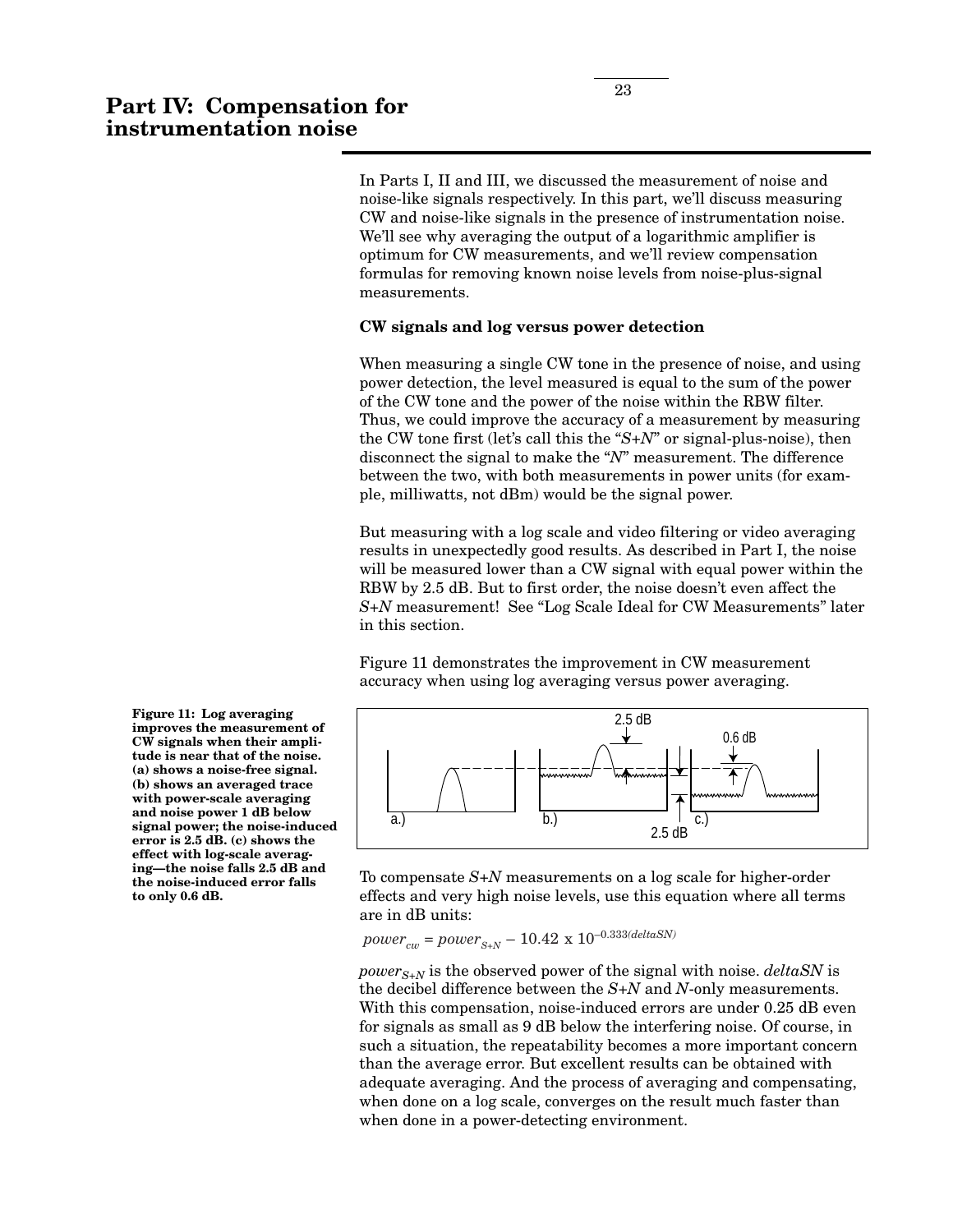# Part IV: Compensation for instrumentation noise

In Parts I, II and III, we discussed the measurement of noise and noise-like signals respectively. In this part, we'll discuss measuring CW and noise-like signals in the presence of instrumentation noise. We'll see why averaging the output of a logarithmic amplifier is optimum for CW measurements, and we'll review compensation formulas for removing known noise levels from noise-plus-signal measurements.

**CW signals and log versus power detection**

When measuring a single CW tone in the presence of noise, and using power detection, the level measured is equal to the sum of the power of the CW tone and the power of the noise within the RBW filter. Thus, we could improve the accuracy of a measurement by measuring the CW tone first (let's call this the "*S+N*" or signal-plus-noise), then disconnect the signal to make the "*N*" measurement. The difference between the two, with both measurements in power units (for example, milliwatts, not dBm) would be the signal power.

But measuring with a log scale and video filtering or video averaging results in unexpectedly good results. As described in Part I, the noise will be measured lower than a CW signal with equal power within the RBW by 2.5 dB. But to first order, the noise doesn't even affect the *S+N* measurement! See "Log Scale Ideal for CW Measurements" later in this section.

Figure 11 demonstrates the improvement in CW measurement accuracy when using log averaging versus power averaging.

**Figure 11: Log averaging improves the measurement of CW signals when their amplitude is near that of the noise. (a) shows a noise-free signal. (b) shows an averaged trace with power-scale averaging and noise power 1 dB below signal power; the noise-induced error is 2.5 dB. (c) shows the effect with log-scale averaging—the noise falls 2.5 dB and the noise-induced error falls to only 0.6 dB.**

To compensate *S+N* measurements on a log scale for higher-order effects and very high noise levels, use this equation where all terms are in dB units:

$$power_{cw} = power_{S+N} - 10.42 \times 10^{-0.333(deltaSN)}$$

$power_{S+N}$ is the observed power of the signal with noise. *deltaSN* is the decibel difference between the *S+N* and *N*-only measurements. With this compensation, noise-induced errors are under 0.25 dB even for signals as small as 9 dB below the interfering noise. Of course, in such a situation, the repeatability becomes a more important concern than the average error. But excellent results can be obtained with adequate averaging. And the process of averaging and compensating, when done on a log scale, converges on the result much faster than when done in a power-detecting environment.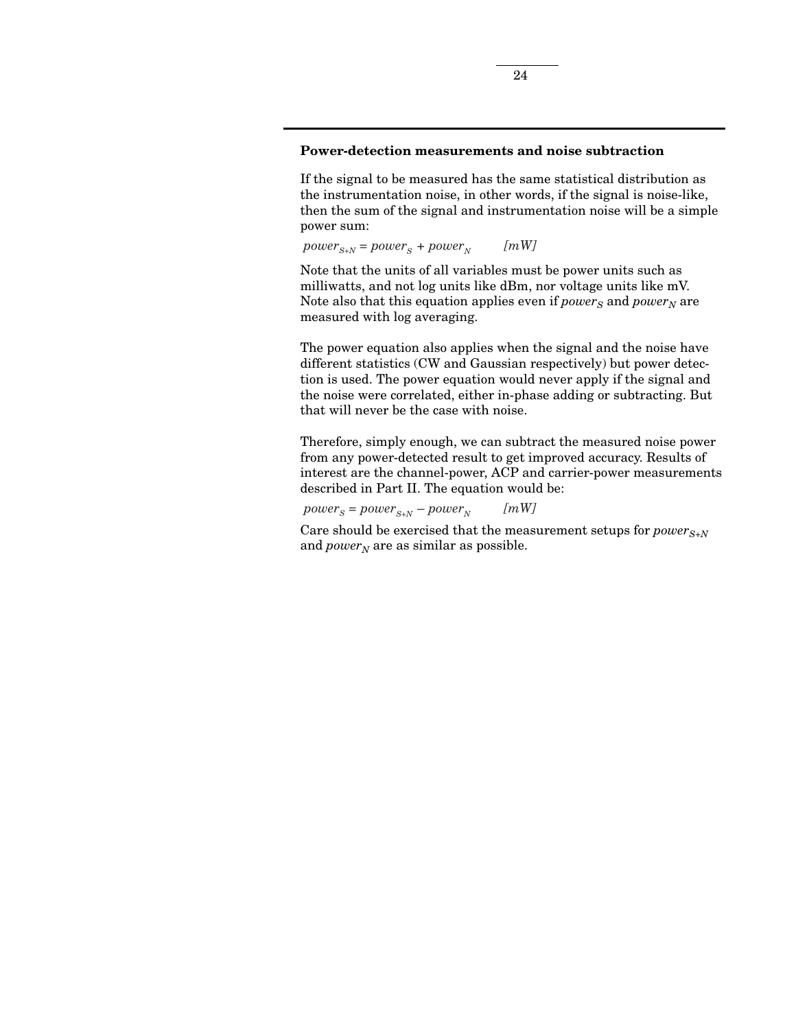### Power-detection measurements and noise subtraction

If the signal to be measured has the same statistical distribution as the instrumentation noise, in other words, if the signal is noise-like, then the sum of the signal and instrumentation noise will be a simple power sum:

$$power_{S+N} = power_S + power_N \qquad [mW]$$

Note that the units of all variables must be power units such as milliwatts, and not log units like dBm, nor voltage units like mV. Note also that this equation applies even if $power_S$ and $power_N$ are measured with log averaging.

The power equation also applies when the signal and the noise have different statistics (CW and Gaussian respectively) but power detection is used. The power equation would never apply if the signal and the noise were correlated, either in-phase adding or subtracting. But that will never be the case with noise.

Therefore, simply enough, we can subtract the measured noise power from any power-detected result to get improved accuracy. Results of interest are the channel-power, ACP and carrier-power measurements described in Part II. The equation would be:

$$power_S = power_{S+N} - power_N \qquad [mW]$$

Care should be exercised that the measurement setups for $power_{S+N}$ and $power_N$ are as similar as possible.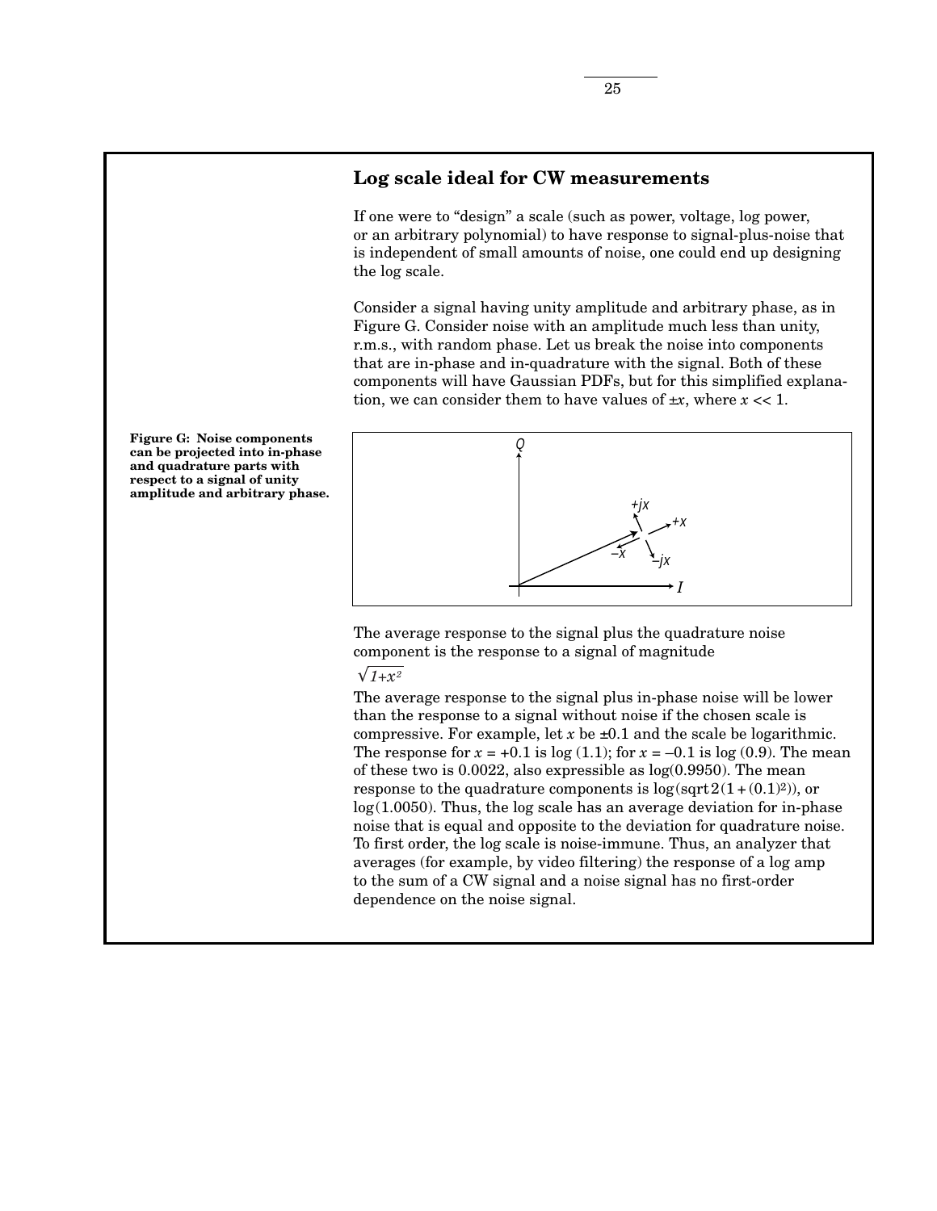## Log scale ideal for CW measurements

If one were to "design" a scale (such as power, voltage, log power, or an arbitrary polynomial) to have response to signal-plus-noise that is independent of small amounts of noise, one could end up designing the log scale.

Consider a signal having unity amplitude and arbitrary phase, as in Figure G. Consider noise with an amplitude much less than unity, r.m.s., with random phase. Let us break the noise into components that are in-phase and in-quadrature with the signal. Both of these components will have Gaussian PDFs, but for this simplified explanation, we can consider them to have values of $\pm x$, where $x << 1$.

**Figure G: Noise components can be projected into in-phase and quadrature parts with respect to a signal of unity amplitude and arbitrary phase.**

The average response to the signal plus the quadrature noise component is the response to a signal of magnitude

$$\sqrt{1+x^2}$$

The average response to the signal plus in-phase noise will be lower than the response to a signal without noise if the chosen scale is compressive. For example, let $x$ be $\pm0.1$ and the scale be logarithmic. The response for $x = +0.1$ is log (1.1); for $x = -0.1$ is log (0.9). The mean of these two is 0.0022, also expressible as log(0.9950). The mean response to the quadrature components is $\log(\text{sqrt}2(1+(0.1)^2))$, or log(1.0050). Thus, the log scale has an average deviation for in-phase noise that is equal and opposite to the deviation for quadrature noise. To first order, the log scale is noise-immune. Thus, an analyzer that averages (for example, by video filtering) the response of a log amp to the sum of a CW signal and a noise signal has no first-order dependence on the noise signal.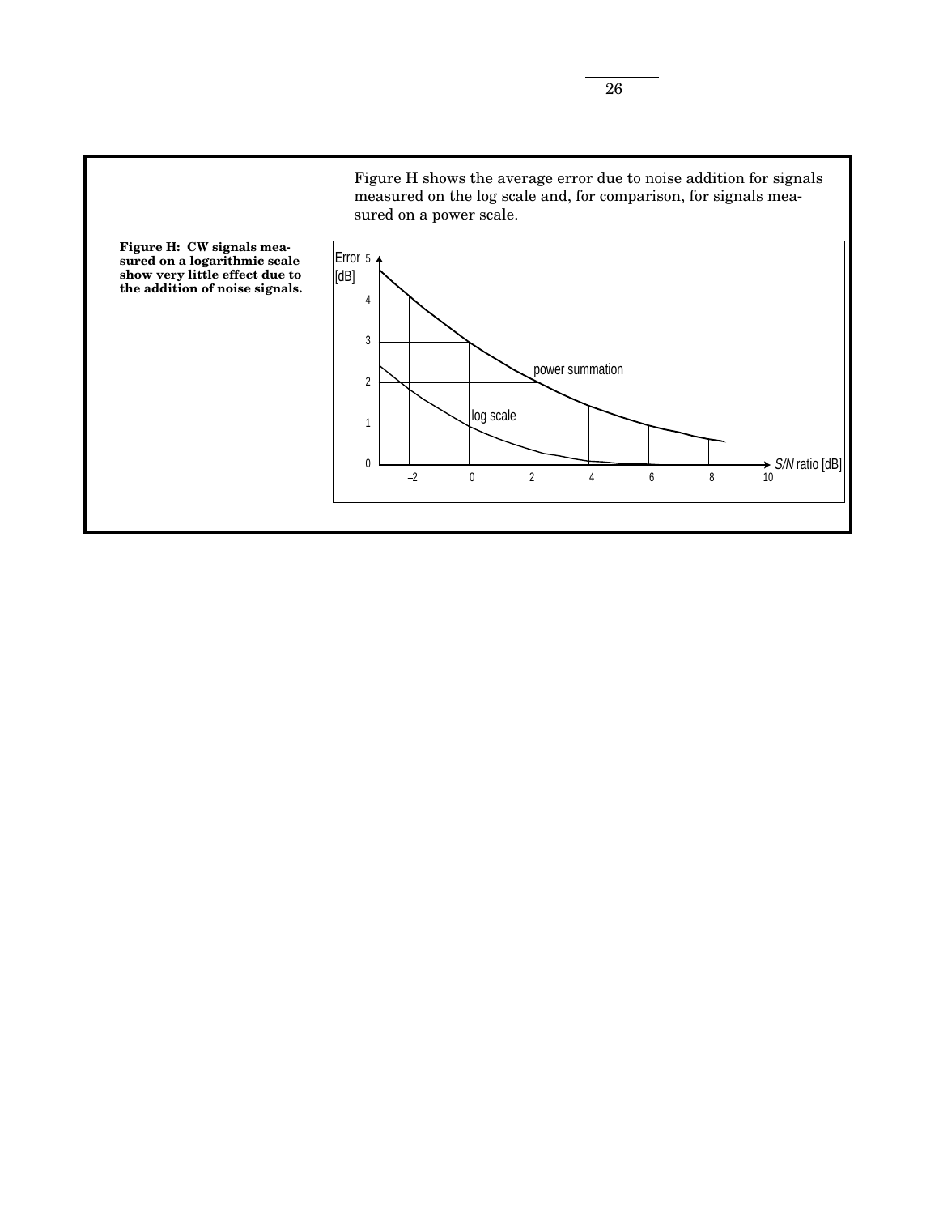Figure H shows the average error due to noise addition for signals measured on the log scale and, for comparison, for signals measured on a power scale.

**Figure H: CW signals measured on a logarithmic scale show very little effect due to the addition of noise signals.**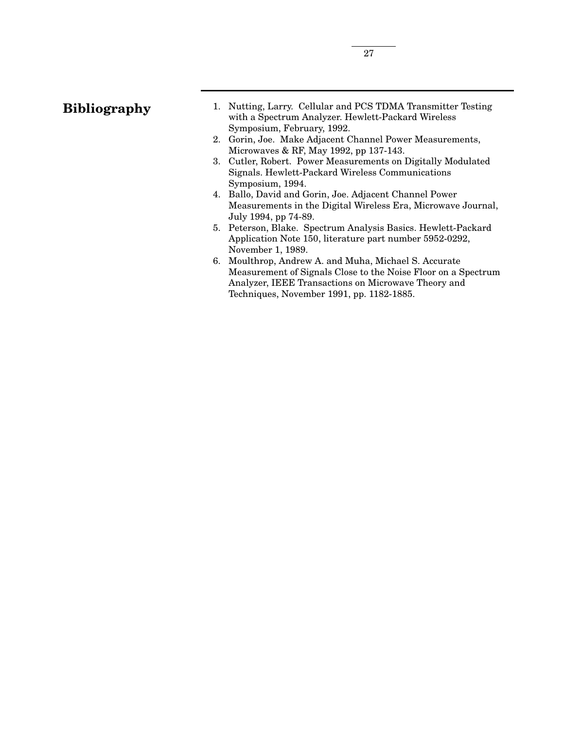# Bibliography

1. Nutting, Larry. Cellular and PCS TDMA Transmitter Testing with a Spectrum Analyzer. Hewlett-Packard Wireless Symposium, February, 1992.
2. Gorin, Joe. Make Adjacent Channel Power Measurements, Microwaves & RF, May 1992, pp 137-143.
3. Cutler, Robert. Power Measurements on Digitally Modulated Signals. Hewlett-Packard Wireless Communications Symposium, 1994.
4. Ballo, David and Gorin, Joe. Adjacent Channel Power Measurements in the Digital Wireless Era, Microwave Journal, July 1994, pp 74-89.
5. Peterson, Blake. Spectrum Analysis Basics. Hewlett-Packard Application Note 150, literature part number 5952-0292, November 1, 1989.
6. Moulthrop, Andrew A. and Muha, Michael S. Accurate Measurement of Signals Close to the Noise Floor on a Spectrum Analyzer, IEEE Transactions on Microwave Theory and Techniques, November 1991, pp. 1182-1885.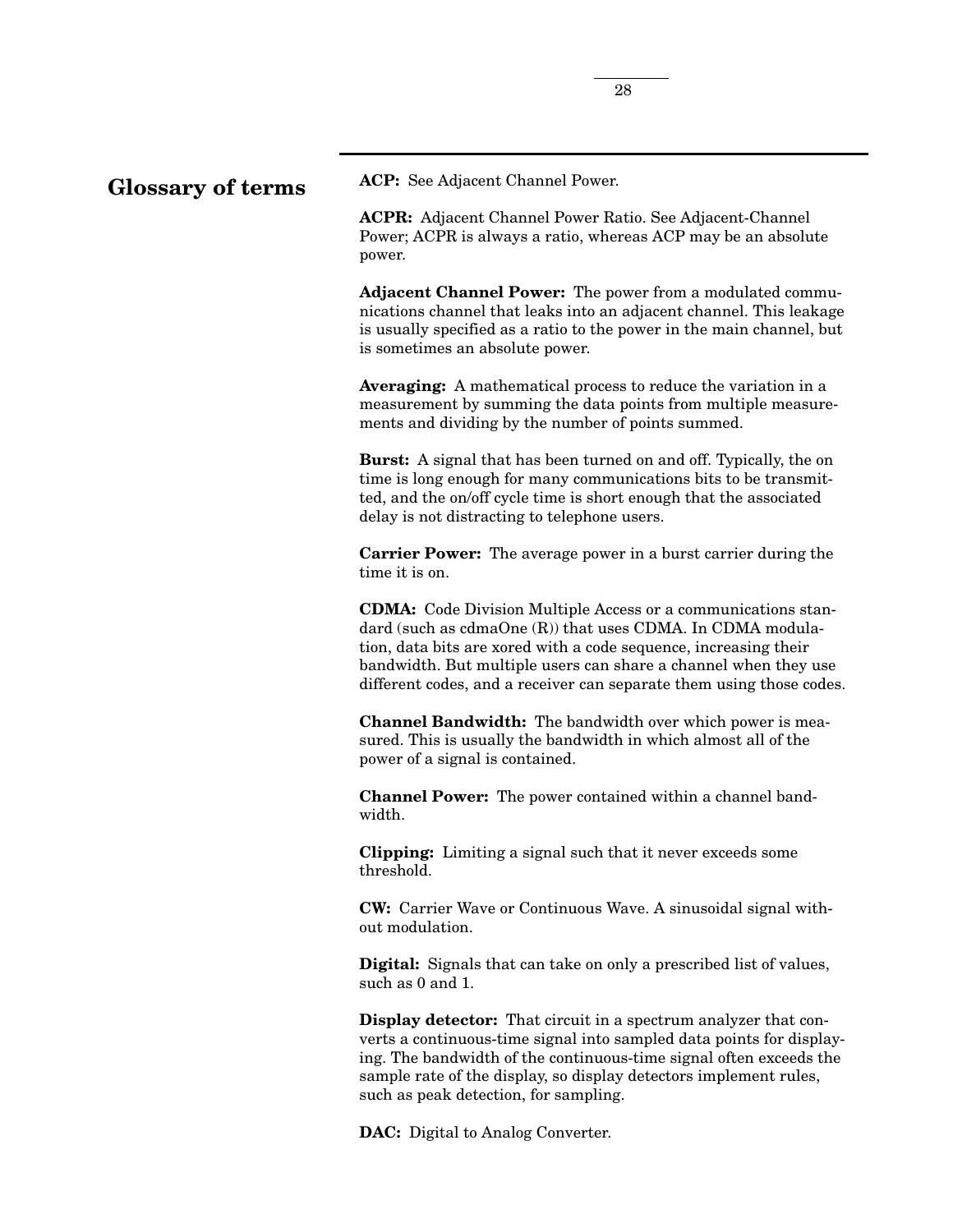## Glossary of terms

**ACP:** See Adjacent Channel Power.

**ACPR:** Adjacent Channel Power Ratio. See Adjacent-Channel Power; ACPR is always a ratio, whereas ACP may be an absolute power.

**Adjacent Channel Power:** The power from a modulated communications channel that leaks into an adjacent channel. This leakage is usually specified as a ratio to the power in the main channel, but is sometimes an absolute power.

**Averaging:** A mathematical process to reduce the variation in a measurement by summing the data points from multiple measurements and dividing by the number of points summed.

**Burst:** A signal that has been turned on and off. Typically, the on time is long enough for many communications bits to be transmitted, and the on/off cycle time is short enough that the associated delay is not distracting to telephone users.

**Carrier Power:** The average power in a burst carrier during the time it is on.

**CDMA:** Code Division Multiple Access or a communications standard (such as cdmaOne (R)) that uses CDMA. In CDMA modulation, data bits are xored with a code sequence, increasing their bandwidth. But multiple users can share a channel when they use different codes, and a receiver can separate them using those codes.

**Channel Bandwidth:** The bandwidth over which power is measured. This is usually the bandwidth in which almost all of the power of a signal is contained.

**Channel Power:** The power contained within a channel bandwidth.

**Clipping:** Limiting a signal such that it never exceeds some threshold.

**CW:** Carrier Wave or Continuous Wave. A sinusoidal signal without modulation.

**Digital:** Signals that can take on only a prescribed list of values, such as 0 and 1.

**Display detector:** That circuit in a spectrum analyzer that converts a continuous-time signal into sampled data points for displaying. The bandwidth of the continuous-time signal often exceeds the sample rate of the display, so display detectors implement rules, such as peak detection, for sampling.

**DAC:** Digital to Analog Converter.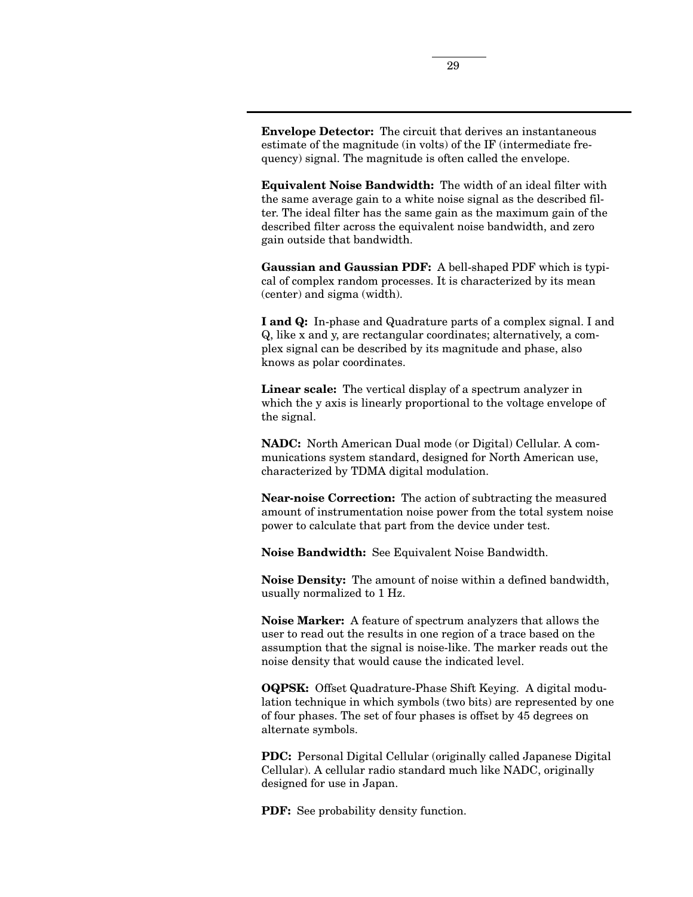**Envelope Detector:** The circuit that derives an instantaneous estimate of the magnitude (in volts) of the IF (intermediate frequency) signal. The magnitude is often called the envelope.

**Equivalent Noise Bandwidth:** The width of an ideal filter with the same average gain to a white noise signal as the described filter. The ideal filter has the same gain as the maximum gain of the described filter across the equivalent noise bandwidth, and zero gain outside that bandwidth.

**Gaussian and Gaussian PDF:** A bell-shaped PDF which is typical of complex random processes. It is characterized by its mean (center) and sigma (width).

**I and Q:** In-phase and Quadrature parts of a complex signal. I and Q, like x and y, are rectangular coordinates; alternatively, a complex signal can be described by its magnitude and phase, also knows as polar coordinates.

**Linear scale:** The vertical display of a spectrum analyzer in which the y axis is linearly proportional to the voltage envelope of the signal.

**NADC:** North American Dual mode (or Digital) Cellular. A communications system standard, designed for North American use, characterized by TDMA digital modulation.

**Near-noise Correction:** The action of subtracting the measured amount of instrumentation noise power from the total system noise power to calculate that part from the device under test.

**Noise Bandwidth:** See Equivalent Noise Bandwidth.

**Noise Density:** The amount of noise within a defined bandwidth, usually normalized to 1 Hz.

**Noise Marker:** A feature of spectrum analyzers that allows the user to read out the results in one region of a trace based on the assumption that the signal is noise-like. The marker reads out the noise density that would cause the indicated level.

**OQPSK:** Offset Quadrature-Phase Shift Keying. A digital modulation technique in which symbols (two bits) are represented by one of four phases. The set of four phases is offset by 45 degrees on alternate symbols.

**PDC:** Personal Digital Cellular (originally called Japanese Digital Cellular). A cellular radio standard much like NADC, originally designed for use in Japan.

**PDF:** See probability density function.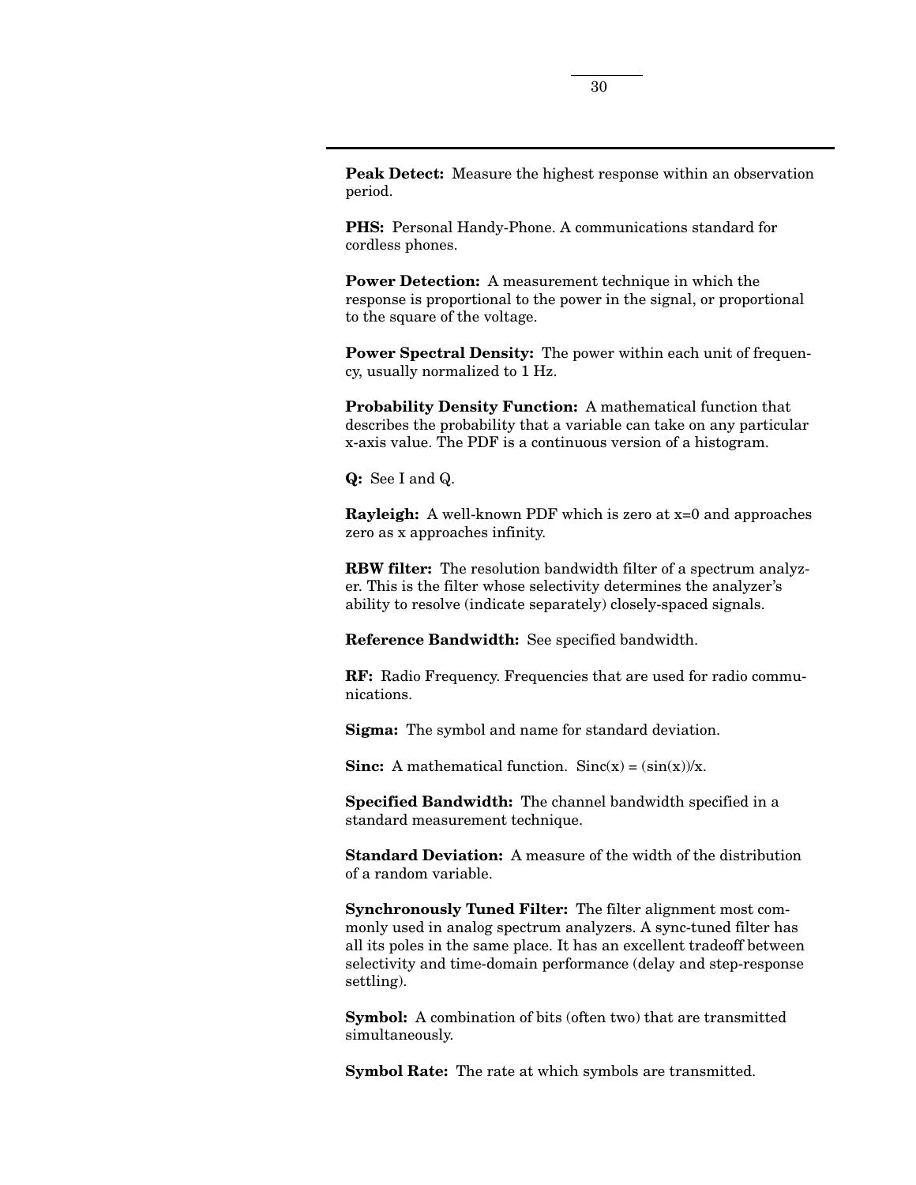**Peak Detect:** Measure the highest response within an observation period.

**PHS:** Personal Handy-Phone. A communications standard for cordless phones.

**Power Detection:** A measurement technique in which the response is proportional to the power in the signal, or proportional to the square of the voltage.

**Power Spectral Density:** The power within each unit of frequency, usually normalized to 1 Hz.

**Probability Density Function:** A mathematical function that describes the probability that a variable can take on any particular x-axis value. The PDF is a continuous version of a histogram.

**Q:** See I and Q.

**Rayleigh:** A well-known PDF which is zero at x=0 and approaches zero as x approaches infinity.

**RBW filter:** The resolution bandwidth filter of a spectrum analyzer. This is the filter whose selectivity determines the analyzer's ability to resolve (indicate separately) closely-spaced signals.

**Reference Bandwidth:** See specified bandwidth.

**RF:** Radio Frequency. Frequencies that are used for radio communications.

**Sigma:** The symbol and name for standard deviation.

**Sinc:** A mathematical function. $\text{Sinc}(x) = (\sin(x))/x$.

**Specified Bandwidth:** The channel bandwidth specified in a standard measurement technique.

**Standard Deviation:** A measure of the width of the distribution of a random variable.

**Synchronously Tuned Filter:** The filter alignment most commonly used in analog spectrum analyzers. A sync-tuned filter has all its poles in the same place. It has an excellent tradeoff between selectivity and time-domain performance (delay and step-response settling).

**Symbol:** A combination of bits (often two) that are transmitted simultaneously.

**Symbol Rate:** The rate at which symbols are transmitted.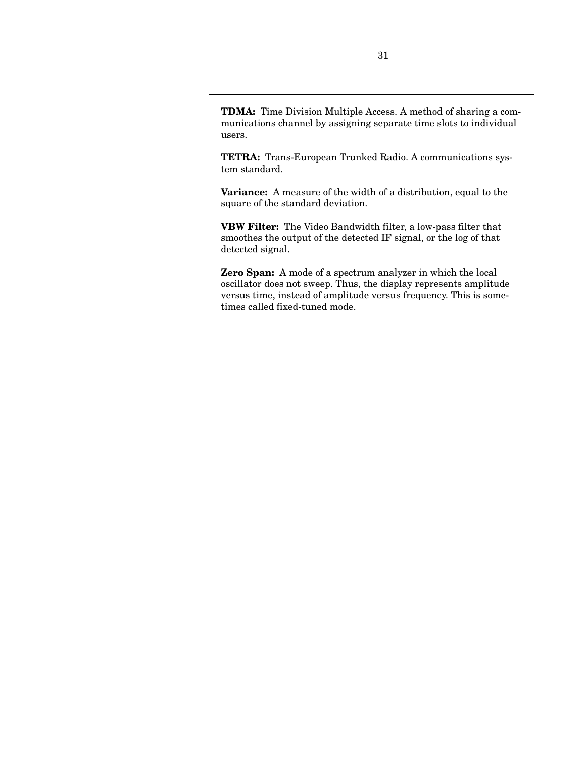**TDMA:** Time Division Multiple Access. A method of sharing a communications channel by assigning separate time slots to individual users.

**TETRA:** Trans-European Trunked Radio. A communications system standard.

**Variance:** A measure of the width of a distribution, equal to the square of the standard deviation.

**VBW Filter:** The Video Bandwidth filter, a low-pass filter that smoothes the output of the detected IF signal, or the log of that detected signal.

**Zero Span:** A mode of a spectrum analyzer in which the local oscillator does not sweep. Thus, the display represents amplitude versus time, instead of amplitude versus frequency. This is sometimes called fixed-tuned mode.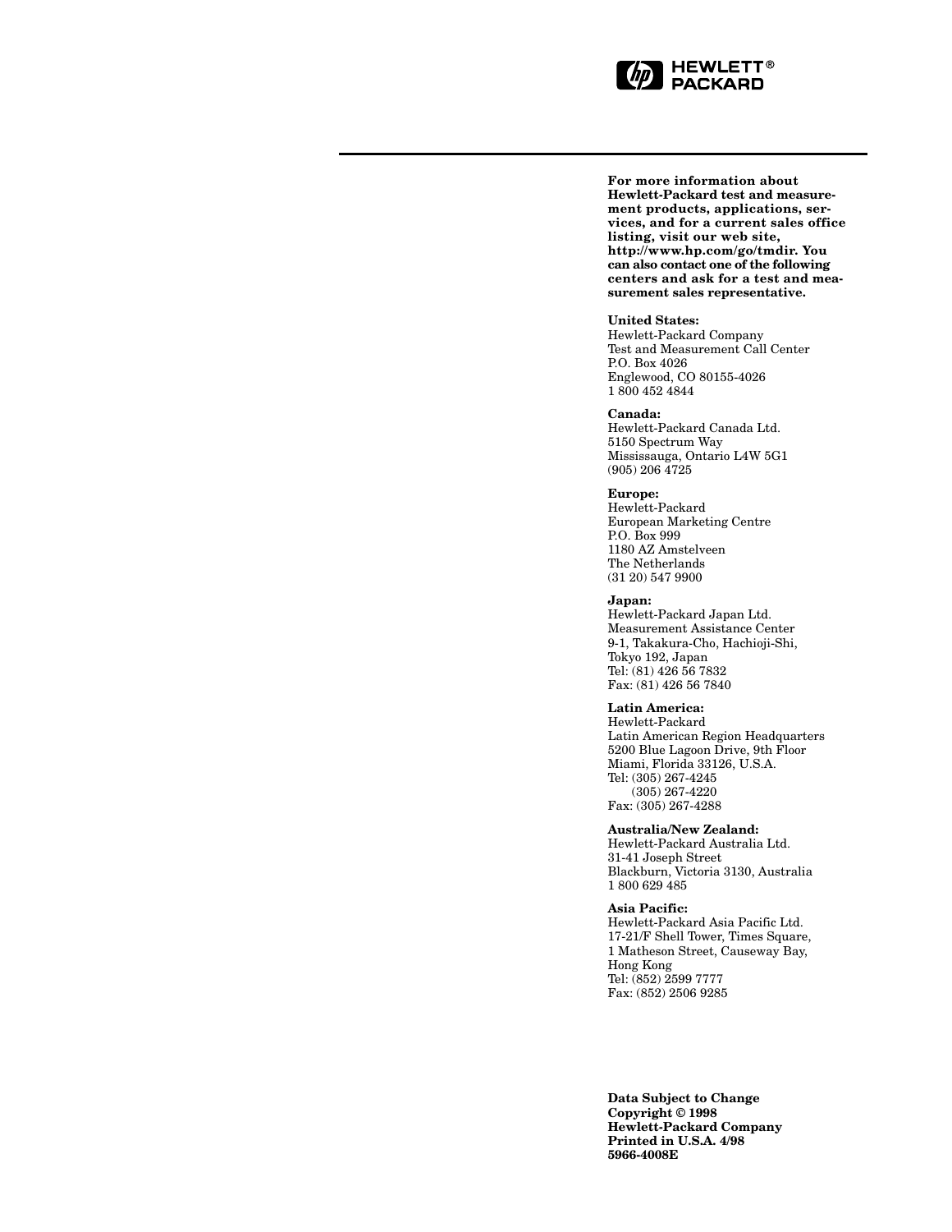**For more information about Hewlett-Packard test and measurement products, applications, services, and for a current sales office listing, visit our web site, http://www.hp.com/go/tmdir. You can also contact one of the following centers and ask for a test and measurement sales representative.**

**United States:**
Hewlett-Packard Company
Test and Measurement Call Center
P.O. Box 4026
Englewood, CO 80155-4026
1 800 452 4844

**Canada:**
Hewlett-Packard Canada Ltd.
5150 Spectrum Way
Mississauga, Ontario L4W 5G1
(905) 206 4725

**Europe:**
Hewlett-Packard
European Marketing Centre
P.O. Box 999
1180 AZ Amstelveen
The Netherlands
(31 20) 547 9900

**Japan:**
Hewlett-Packard Japan Ltd.
Measurement Assistance Center
9-1, Takakura-Cho, Hachioji-Shi,
Tokyo 192, Japan
Tel: (81) 426 56 7832
Fax: (81) 426 56 7840

**Latin America:**
Hewlett-Packard
Latin American Region Headquarters
5200 Blue Lagoon Drive, 9th Floor
Miami, Florida 33126, U.S.A.
Tel: (305) 267-4245
(305) 267-4220
Fax: (305) 267-4288

**Australia/New Zealand:**
Hewlett-Packard Australia Ltd.
31-41 Joseph Street
Blackburn, Victoria 3130, Australia
1 800 629 485

**Asia Pacific:**
Hewlett-Packard Asia Pacific Ltd.
17-21/F Shell Tower, Times Square,
1 Matheson Street, Causeway Bay,
Hong Kong
Tel: (852) 2599 7777
Fax: (852) 2506 9285

**Data Subject to Change**
**Copyright © 1998**
**Hewlett-Packard Company**
**Printed in U.S.A. 4/98**
**5966-4008E**